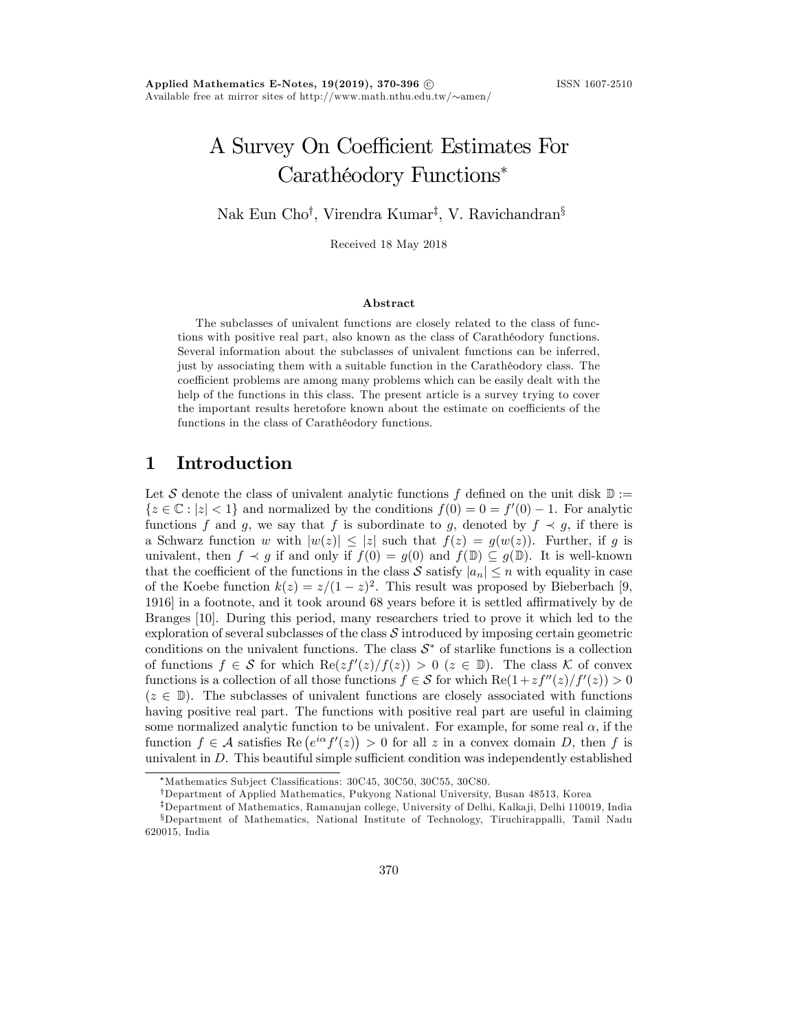# A Survey On Coefficient Estimates For Carathéodory Functions*

Nak Eun Cho[†], Virendra Kumar[‡], V. Ravichandran[§]

Received 18 May 2018

### Abstract

The subclasses of univalent functions are closely related to the class of functions with positive real part, also known as the class of Carathéodory functions. Several information about the subclasses of univalent functions can be inferred, just by associating them with a suitable function in the Carathéodory class. The coefficient problems are among many problems which can be easily dealt with the help of the functions in this class. The present article is a survey trying to cover the important results heretofore known about the estimate on coefficients of the functions in the class of Carathéodory functions.

## 1 Introduction

Let $\mathcal{S}$ denote the class of univalent analytic functions $f$ defined on the unit disk $\mathbb{D} := \{z \in \mathbb{C} : |z| < 1\}$ and normalized by the conditions $f(0) = 0 = f'(0) - 1$. For analytic functions $f$ and $g$, we say that $f$ is subordinate to $g$, denoted by $f \prec g$, if there is a Schwarz function $w$ with $|w(z)| \leq |z|$ such that $f(z) = g(w(z))$. Further, if $g$ is univalent, then $f \prec g$ if and only if $f(0) = g(0)$ and $f(\mathbb{D}) \subseteq g(\mathbb{D})$. It is well-known that the coefficient of the functions in the class $\mathcal{S}$ satisfy $|a_n| \leq n$ with equality in case of the Koebe function $k(z) = z/(1-z)^2$. This result was proposed by Bieberbach [9, 1916] in a footnote, and it took around 68 years before it is settled affirmatively by de Branges [10]. During this period, many researchers tried to prove it which led to the exploration of several subclasses of the class $\mathcal{S}$ introduced by imposing certain geometric conditions on the univalent functions. The class $\mathcal{S}^*$ of starlike functions is a collection of functions $f \in \mathcal{S}$ for which $\operatorname{Re}(zf'(z)/f(z)) > 0$ $(z \in \mathbb{D})$. The class $\mathcal{K}$ of convex functions is a collection of all those functions $f \in \mathcal{S}$ for which $\operatorname{Re}(1 + zf''(z)/f'(z)) > 0$ $(z \in \mathbb{D})$. The subclasses of univalent functions are closely associated with functions having positive real part. The functions with positive real part are useful in claiming some normalized analytic function to be univalent. For example, for some real $\alpha$, if the function $f \in \mathcal{A}$ satisfies $\operatorname{Re}\left(e^{i\alpha} f'(z)\right) > 0$ for all $z$ in a convex domain $D$, then $f$ is univalent in $D$. This beautiful simple sufficient condition was independently established

*Mathematics Subject Classifications: 30C45, 30C50, 30C55, 30C80.

[†]Department of Applied Mathematics, Pukyong National University, Busan 48513, Korea

[‡]Department of Mathematics, Ramanujan college, University of Delhi, Kalkaji, Delhi 110019, India

[§]Department of Mathematics, National Institute of Technology, Tiruchirappalli, Tamil Nadu 620015, India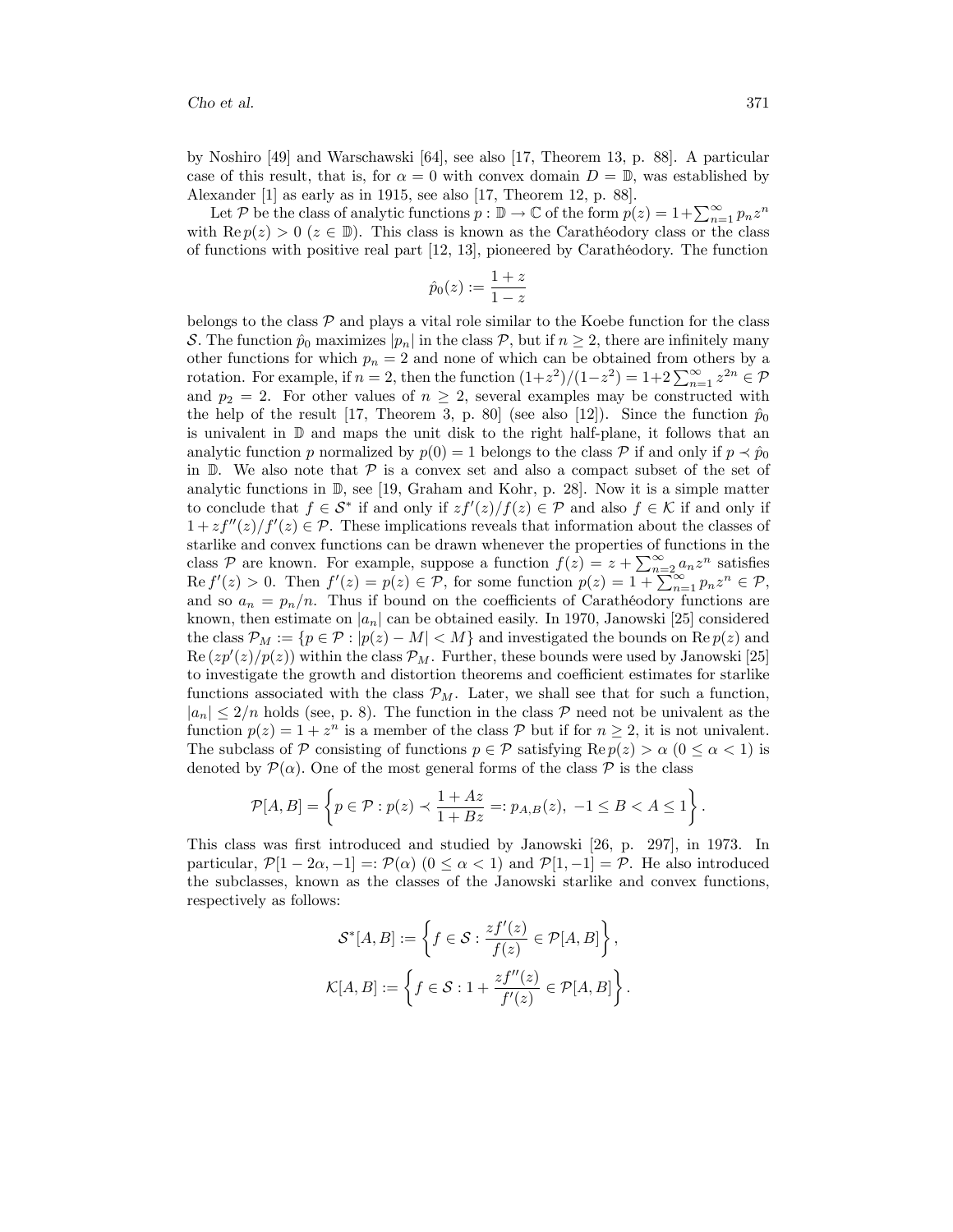by Noshiro [49] and Warschawski [64], see also [17, Theorem 13, p. 88]. A particular case of this result, that is, for $\alpha = 0$ with convex domain $D = \mathbb{D}$, was established by Alexander [1] as early as in 1915, see also [17, Theorem 12, p. 88].

Let $\mathcal{P}$ be the class of analytic functions $p : \mathbb{D} \to \mathbb{C}$ of the form $p(z) = 1 + \sum_{n=1}^{\infty} p_n z^n$ with $\operatorname{Re} p(z) > 0$ $(z \in \mathbb{D})$. This class is known as the Carathéodory class or the class of functions with positive real part [12, 13], pioneered by Carathéodory. The function

$$\hat{p}_0(z) := \frac{1+z}{1-z}$$

belongs to the class $\mathcal{P}$ and plays a vital role similar to the Koebe function for the class $\mathcal{S}$. The function $\hat{p}_0$ maximizes $|p_n|$ in the class $\mathcal{P}$, but if $n \geq 2$, there are infinitely many other functions for which $p_n = 2$ and none of which can be obtained from others by a rotation. For example, if $n = 2$, then the function $(1+z^2)/(1-z^2) = 1 + 2\sum_{n=1}^{\infty} z^{2n} \in \mathcal{P}$ and $p_2 = 2$. For other values of $n \geq 2$, several examples may be constructed with the help of the result [17, Theorem 3, p. 80] (see also [12]). Since the function $\hat{p}_0$ is univalent in $\mathbb{D}$ and maps the unit disk to the right half-plane, it follows that an analytic function $p$ normalized by $p(0) = 1$ belongs to the class $\mathcal{P}$ if and only if $p \prec \hat{p}_0$ in $\mathbb{D}$. We also note that $\mathcal{P}$ is a convex set and also a compact subset of the set of analytic functions in $\mathbb{D}$, see [19, Graham and Kohr, p. 28]. Now it is a simple matter to conclude that $f \in \mathcal{S}^*$ if and only if $zf'(z)/f(z) \in \mathcal{P}$ and also $f \in \mathcal{K}$ if and only if $1 + zf''(z)/f'(z) \in \mathcal{P}$. These implications reveals that information about the classes of starlike and convex functions can be drawn whenever the properties of functions in the class $\mathcal{P}$ are known. For example, suppose a function $f(z) = z + \sum_{n=2}^{\infty} a_n z^n$ satisfies $\operatorname{Re} f'(z) > 0$. Then $f'(z) = p(z) \in \mathcal{P}$, for some function $p(z) = 1 + \sum_{n=1}^{\infty} p_n z^n \in \mathcal{P}$, and so $a_n = p_n/n$. Thus if bound on the coefficients of Carathéodory functions are known, then estimate on $|a_n|$ can be obtained easily. In 1970, Janowski [25] considered the class $\mathcal{P}_M := \{p \in \mathcal{P} : |p(z) - M| < M\}$ and investigated the bounds on $\operatorname{Re} p(z)$ and $\operatorname{Re}(zp'(z)/p(z))$ within the class $\mathcal{P}_M$. Further, these bounds were used by Janowski [25] to investigate the growth and distortion theorems and coefficient estimates for starlike functions associated with the class $\mathcal{P}_M$. Later, we shall see that for such a function, $|a_n| \leq 2/n$ holds (see, p. 8). The function in the class $\mathcal{P}$ need not be univalent as the function $p(z) = 1 + z^n$ is a member of the class $\mathcal{P}$ but if for $n \geq 2$, it is not univalent. The subclass of $\mathcal{P}$ consisting of functions $p \in \mathcal{P}$ satisfying $\operatorname{Re} p(z) > \alpha$ $(0 \leq \alpha < 1)$ is denoted by $\mathcal{P}(\alpha)$. One of the most general forms of the class $\mathcal{P}$ is the class

$$\mathcal{P}[A, B] = \left\{ p \in \mathcal{P} : p(z) \prec \frac{1+Az}{1+Bz} =: p_{A,B}(z),\ -1 \leq B < A \leq 1 \right\}.$$

This class was first introduced and studied by Janowski [26, p. 297], in 1973. In particular, $\mathcal{P}[1-2\alpha, -1] =: \mathcal{P}(\alpha)$ $(0 \leq \alpha < 1)$ and $\mathcal{P}[1, -1] = \mathcal{P}$. He also introduced the subclasses, known as the classes of the Janowski starlike and convex functions, respectively as follows:

$$\mathcal{S}^*[A, B] := \left\{ f \in \mathcal{S} : \frac{zf'(z)}{f(z)} \in \mathcal{P}[A, B] \right\},$$

$$\mathcal{K}[A, B] := \left\{ f \in \mathcal{S} : 1 + \frac{zf''(z)}{f'(z)} \in \mathcal{P}[A, B] \right\}.$$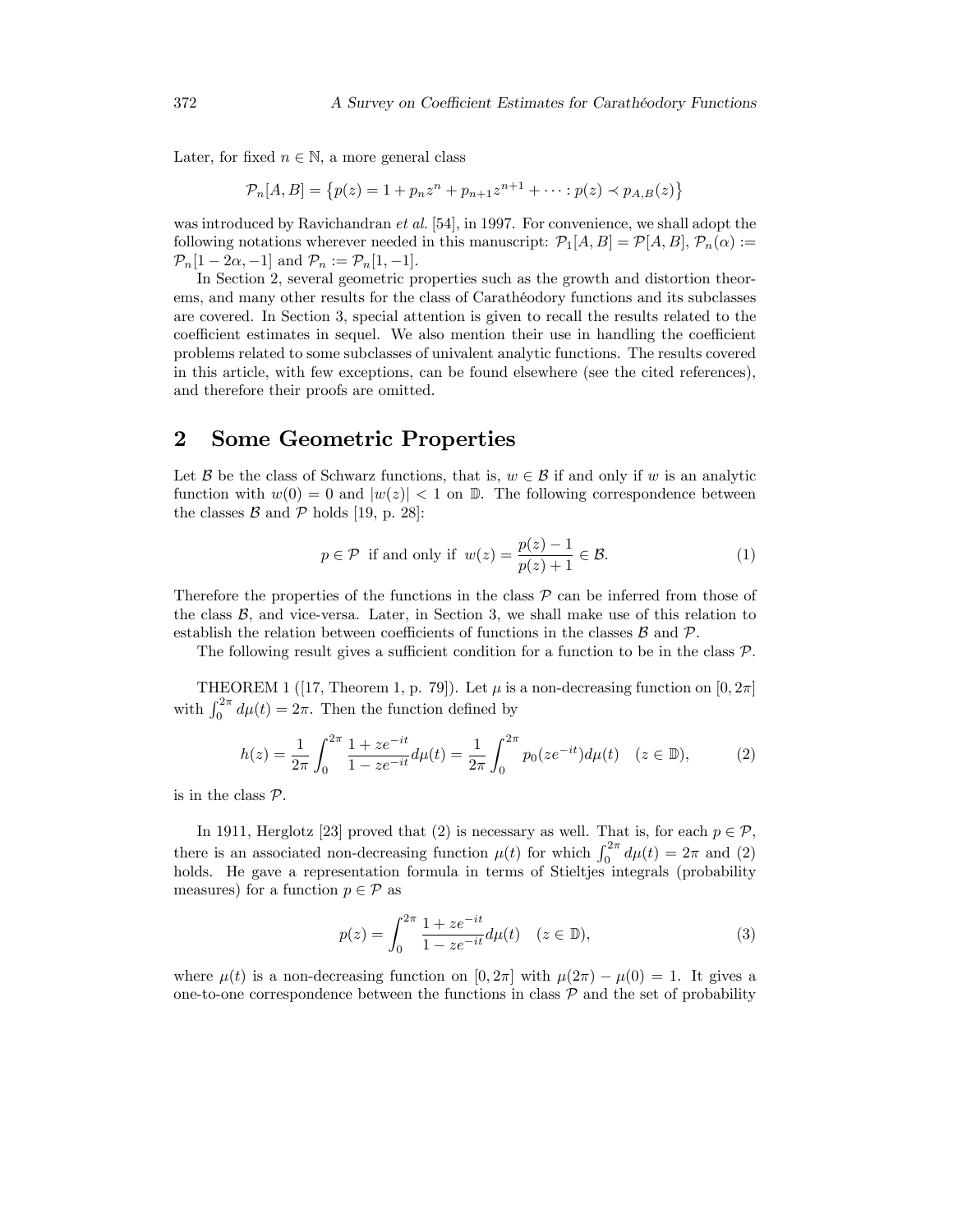Later, for fixed $n \in \mathbb{N}$, a more general class

$$\mathcal{P}_n[A,B] = \left\{p(z) = 1 + p_n z^n + p_{n+1} z^{n+1} + \cdots : p(z) \prec p_{A,B}(z)\right\}$$

was introduced by Ravichandran *et al.* [54], in 1997. For convenience, we shall adopt the following notations wherever needed in this manuscript: $\mathcal{P}_1[A,B] = \mathcal{P}[A,B]$, $\mathcal{P}_n(\alpha) := \mathcal{P}_n[1-2\alpha,-1]$ and $\mathcal{P}_n := \mathcal{P}_n[1,-1]$.

In Section 2, several geometric properties such as the growth and distortion theorems, and many other results for the class of Carathéodory functions and its subclasses are covered. In Section 3, special attention is given to recall the results related to the coefficient estimates in sequel. We also mention their use in handling the coefficient problems related to some subclasses of univalent analytic functions. The results covered in this article, with few exceptions, can be found elsewhere (see the cited references), and therefore their proofs are omitted.

## 2 Some Geometric Properties

Let $\mathcal{B}$ be the class of Schwarz functions, that is, $w \in \mathcal{B}$ if and only if $w$ is an analytic function with $w(0) = 0$ and $|w(z)| < 1$ on $\mathbb{D}$. The following correspondence between the classes $\mathcal{B}$ and $\mathcal{P}$ holds [19, p. 28]:

$$p \in \mathcal{P} \text{ if and only if } w(z) = \frac{p(z)-1}{p(z)+1} \in \mathcal{B}. \tag{1}$$

Therefore the properties of the functions in the class $\mathcal{P}$ can be inferred from those of the class $\mathcal{B}$, and vice-versa. Later, in Section 3, we shall make use of this relation to establish the relation between coefficients of functions in the classes $\mathcal{B}$ and $\mathcal{P}$.

The following result gives a sufficient condition for a function to be in the class $\mathcal{P}$.

THEOREM 1 ([17, Theorem 1, p. 79]). Let $\mu$ is a non-decreasing function on $[0, 2\pi]$ with $\int_0^{2\pi} d\mu(t) = 2\pi$. Then the function defined by

$$h(z) = \frac{1}{2\pi}\int_0^{2\pi} \frac{1+ze^{-it}}{1-ze^{-it}} d\mu(t) = \frac{1}{2\pi}\int_0^{2\pi} p_0(ze^{-it}) d\mu(t) \quad (z \in \mathbb{D}), \tag{2}$$

is in the class $\mathcal{P}$.

In 1911, Herglotz [23] proved that (2) is necessary as well. That is, for each $p \in \mathcal{P}$, there is an associated non-decreasing function $\mu(t)$ for which $\int_0^{2\pi} d\mu(t) = 2\pi$ and (2) holds. He gave a representation formula in terms of Stieltjes integrals (probability measures) for a function $p \in \mathcal{P}$ as

$$p(z) = \int_0^{2\pi} \frac{1+ze^{-it}}{1-ze^{-it}} d\mu(t) \quad (z \in \mathbb{D}), \tag{3}$$

where $\mu(t)$ is a non-decreasing function on $[0, 2\pi]$ with $\mu(2\pi) - \mu(0) = 1$. It gives a one-to-one correspondence between the functions in class $\mathcal{P}$ and the set of probability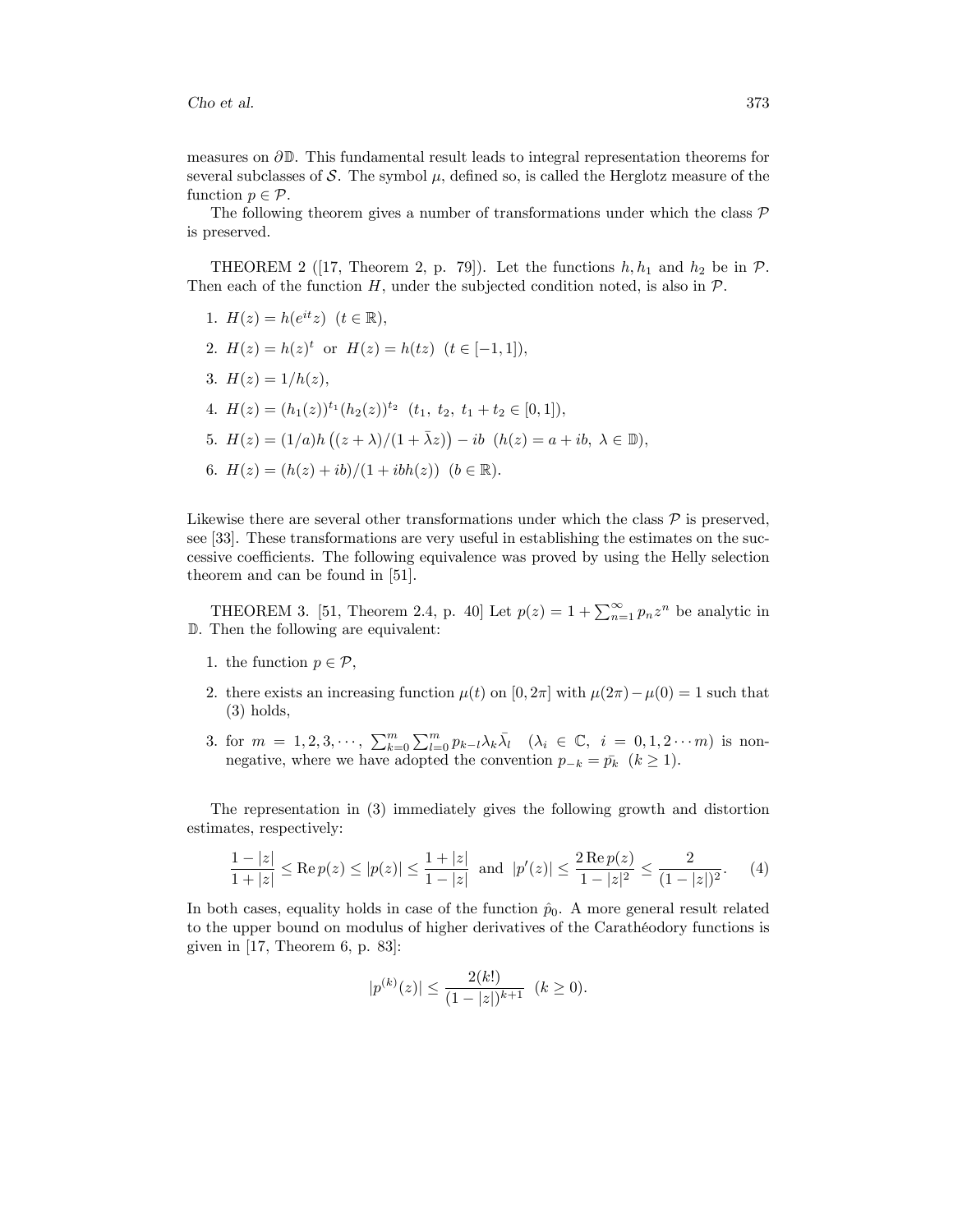measures on $\partial\mathbb{D}$. This fundamental result leads to integral representation theorems for several subclasses of $\mathcal{S}$. The symbol $\mu$, defined so, is called the Herglotz measure of the function $p \in \mathcal{P}$.

The following theorem gives a number of transformations under which the class $\mathcal{P}$ is preserved.

THEOREM 2 ([17, Theorem 2, p. 79]). Let the functions $h, h_1$ and $h_2$ be in $\mathcal{P}$. Then each of the function $H$, under the subjected condition noted, is also in $\mathcal{P}$.

1. $H(z) = h(e^{it}z)$ $(t \in \mathbb{R})$,
2. $H(z) = h(z)^t$ or $H(z) = h(tz)$ $(t \in [-1, 1])$,
3. $H(z) = 1/h(z)$,
4. $H(z) = (h_1(z))^{t_1}(h_2(z))^{t_2}$ $(t_1,\ t_2,\ t_1 + t_2 \in [0, 1])$,
5. $H(z) = (1/a)h\left((z + \lambda)/(1 + \bar{\lambda}z)\right) - ib$ $(h(z) = a + ib,\ \lambda \in \mathbb{D})$,
6. $H(z) = (h(z) + ib)/(1 + ibh(z))$ $(b \in \mathbb{R})$.

Likewise there are several other transformations under which the class $\mathcal{P}$ is preserved, see [33]. These transformations are very useful in establishing the estimates on the successive coefficients. The following equivalence was proved by using the Helly selection theorem and can be found in [51].

THEOREM 3. [51, Theorem 2.4, p. 40] Let $p(z) = 1 + \sum_{n=1}^{\infty} p_n z^n$ be analytic in $\mathbb{D}$. Then the following are equivalent:

1. the function $p \in \mathcal{P}$,
2. there exists an increasing function $\mu(t)$ on $[0, 2\pi]$ with $\mu(2\pi) - \mu(0) = 1$ such that (3) holds,
3. for $m = 1, 2, 3, \cdots$, $\sum_{k=0}^{m} \sum_{l=0}^{m} p_{k-l} \lambda_k \bar{\lambda_l}$ $(\lambda_i \in \mathbb{C},\ i = 0, 1, 2 \cdots m)$ is non-negative, where we have adopted the convention $p_{-k} = \bar{p_k}$ $(k \geq 1)$.

The representation in (3) immediately gives the following growth and distortion estimates, respectively:

$$\frac{1 - |z|}{1 + |z|} \leq \operatorname{Re} p(z) \leq |p(z)| \leq \frac{1 + |z|}{1 - |z|} \text{ and } |p'(z)| \leq \frac{2 \operatorname{Re} p(z)}{1 - |z|^2} \leq \frac{2}{(1 - |z|)^2}. \tag{4}$$

In both cases, equality holds in case of the function $\hat{p}_0$. A more general result related to the upper bound on modulus of higher derivatives of the Carathéodory functions is given in [17, Theorem 6, p. 83]:

$$|p^{(k)}(z)| \leq \frac{2(k!)}{(1 - |z|)^{k+1}} \quad (k \geq 0).$$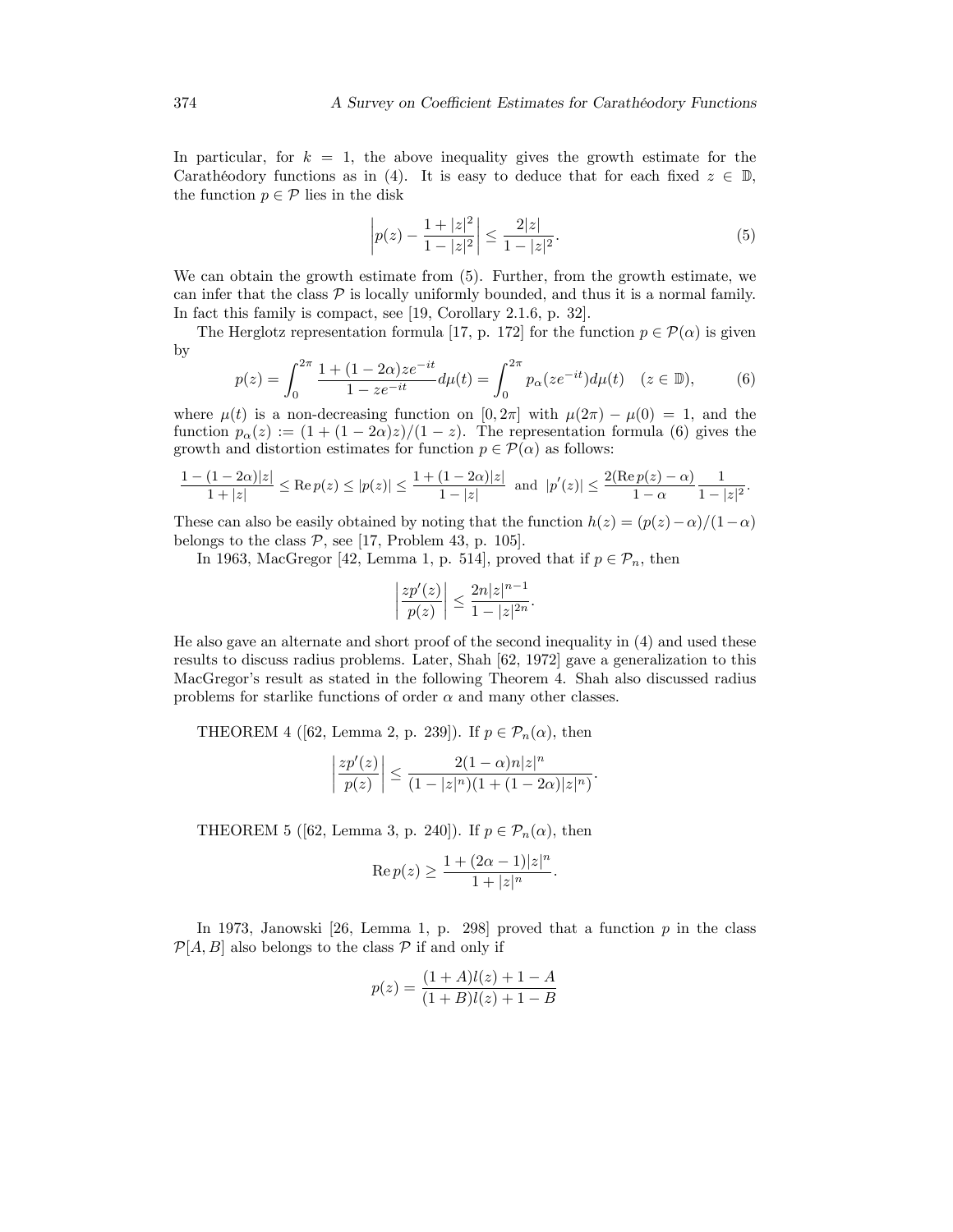In particular, for $k = 1$, the above inequality gives the growth estimate for the Carathéodory functions as in (4). It is easy to deduce that for each fixed $z \in \mathbb{D}$, the function $p \in \mathcal{P}$ lies in the disk

$$\left| p(z) - \frac{1+|z|^2}{1-|z|^2} \right| \leq \frac{2|z|}{1-|z|^2}. \tag{5}$$

We can obtain the growth estimate from (5). Further, from the growth estimate, we can infer that the class $\mathcal{P}$ is locally uniformly bounded, and thus it is a normal family. In fact this family is compact, see [19, Corollary 2.1.6, p. 32].

The Herglotz representation formula [17, p. 172] for the function $p \in \mathcal{P}(\alpha)$ is given by

$$p(z) = \int_0^{2\pi} \frac{1+(1-2\alpha)ze^{-it}}{1-ze^{-it}} d\mu(t) = \int_0^{2\pi} p_\alpha(ze^{-it}) d\mu(t) \quad (z \in \mathbb{D}), \tag{6}$$

where $\mu(t)$ is a non-decreasing function on $[0, 2\pi]$ with $\mu(2\pi) - \mu(0) = 1$, and the function $p_\alpha(z) := (1 + (1-2\alpha)z)/(1-z)$. The representation formula (6) gives the growth and distortion estimates for function $p \in \mathcal{P}(\alpha)$ as follows:

$$\frac{1-(1-2\alpha)|z|}{1+|z|} \leq \operatorname{Re} p(z) \leq |p(z)| \leq \frac{1+(1-2\alpha)|z|}{1-|z|} \ \text{ and } \ |p'(z)| \leq \frac{2(\operatorname{Re} p(z) - \alpha)}{1-\alpha} \frac{1}{1-|z|^2}.$$

These can also be easily obtained by noting that the function $h(z) = (p(z)-\alpha)/(1-\alpha)$ belongs to the class $\mathcal{P}$, see [17, Problem 43, p. 105].

In 1963, MacGregor [42, Lemma 1, p. 514], proved that if $p \in \mathcal{P}_n$, then

$$\left| \frac{zp'(z)}{p(z)} \right| \leq \frac{2n|z|^{n-1}}{1-|z|^{2n}}.$$

He also gave an alternate and short proof of the second inequality in (4) and used these results to discuss radius problems. Later, Shah [62, 1972] gave a generalization to this MacGregor's result as stated in the following Theorem 4. Shah also discussed radius problems for starlike functions of order $\alpha$ and many other classes.

THEOREM 4 ([62, Lemma 2, p. 239]). If $p \in \mathcal{P}_n(\alpha)$, then

$$\left| \frac{zp'(z)}{p(z)} \right| \leq \frac{2(1-\alpha)n|z|^n}{(1-|z|^n)(1+(1-2\alpha)|z|^n)}.$$

THEOREM 5 ([62, Lemma 3, p. 240]). If $p \in \mathcal{P}_n(\alpha)$, then

$$\operatorname{Re} p(z) \geq \frac{1+(2\alpha-1)|z|^n}{1+|z|^n}.$$

In 1973, Janowski [26, Lemma 1, p. 298] proved that a function $p$ in the class $\mathcal{P}[A, B]$ also belongs to the class $\mathcal{P}$ if and only if

$$p(z) = \frac{(1+A)l(z) + 1 - A}{(1+B)l(z) + 1 - B}$$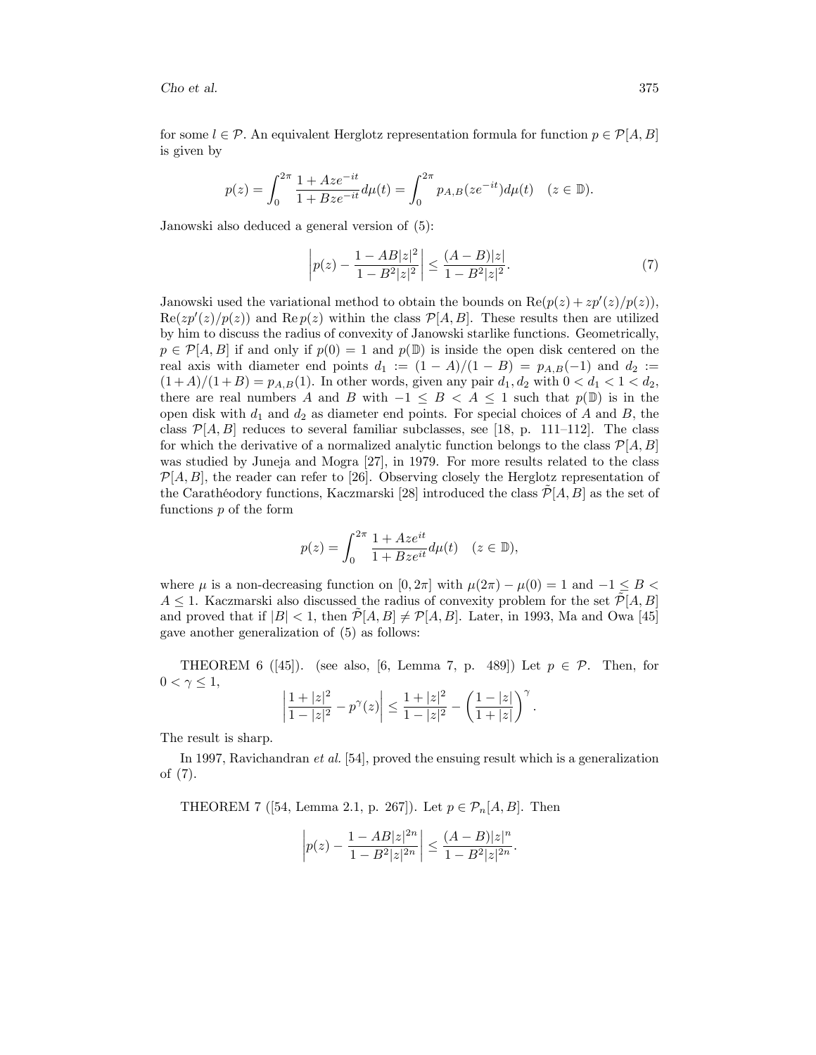for some $l \in \mathcal{P}$. An equivalent Herglotz representation formula for function $p \in \mathcal{P}[A, B]$ is given by

$$p(z) = \int_0^{2\pi} \frac{1 + Aze^{-it}}{1 + Bze^{-it}} d\mu(t) = \int_0^{2\pi} p_{A,B}(ze^{-it}) d\mu(t) \quad (z \in \mathbb{D}).$$

Janowski also deduced a general version of (5):

$$\left| p(z) - \frac{1 - AB|z|^2}{1 - B^2|z|^2} \right| \leq \frac{(A - B)|z|}{1 - B^2|z|^2}. \tag{7}$$

Janowski used the variational method to obtain the bounds on $\operatorname{Re}(p(z) + zp'(z)/p(z))$, $\operatorname{Re}(zp'(z)/p(z))$ and $\operatorname{Re} p(z)$ within the class $\mathcal{P}[A, B]$. These results then are utilized by him to discuss the radius of convexity of Janowski starlike functions. Geometrically, $p \in \mathcal{P}[A, B]$ if and only if $p(0) = 1$ and $p(\mathbb{D})$ is inside the open disk centered on the real axis with diameter end points $d_1 := (1 - A)/(1 - B) = p_{A,B}(-1)$ and $d_2 := (1 + A)/(1 + B) = p_{A,B}(1)$. In other words, given any pair $d_1, d_2$ with $0 < d_1 < 1 < d_2$, there are real numbers $A$ and $B$ with $-1 \leq B < A \leq 1$ such that $p(\mathbb{D})$ is in the open disk with $d_1$ and $d_2$ as diameter end points. For special choices of $A$ and $B$, the class $\mathcal{P}[A, B]$ reduces to several familiar subclasses, see [18, p. 111–112]. The class for which the derivative of a normalized analytic function belongs to the class $\mathcal{P}[A, B]$ was studied by Juneja and Mogra [27], in 1979. For more results related to the class $\mathcal{P}[A, B]$, the reader can refer to [26]. Observing closely the Herglotz representation of the Carathéodory functions, Kaczmarski [28] introduced the class $\tilde{\mathcal{P}}[A, B]$ as the set of functions $p$ of the form

$$p(z) = \int_0^{2\pi} \frac{1 + Aze^{it}}{1 + Bze^{it}} d\mu(t) \quad (z \in \mathbb{D}),$$

where $\mu$ is a non-decreasing function on $[0, 2\pi]$ with $\mu(2\pi) - \mu(0) = 1$ and $-1 \leq B < A \leq 1$. Kaczmarski also discussed the radius of convexity problem for the set $\tilde{\mathcal{P}}[A, B]$ and proved that if $|B| < 1$, then $\tilde{\mathcal{P}}[A, B] \neq \mathcal{P}[A, B]$. Later, in 1993, Ma and Owa [45] gave another generalization of (5) as follows:

THEOREM 6 ([45]). (see also, [6, Lemma 7, p. 489]) Let $p \in \mathcal{P}$. Then, for $0 < \gamma \leq 1$,

$$\left| \frac{1 + |z|^2}{1 - |z|^2} - p^{\gamma}(z) \right| \leq \frac{1 + |z|^2}{1 - |z|^2} - \left( \frac{1 - |z|}{1 + |z|} \right)^{\gamma}.$$

The result is sharp.

In 1997, Ravichandran *et al.* [54], proved the ensuing result which is a generalization of (7).

THEOREM 7 ([54, Lemma 2.1, p. 267]). Let $p \in \mathcal{P}_n[A, B]$. Then

$$\left| p(z) - \frac{1 - AB|z|^{2n}}{1 - B^2|z|^{2n}} \right| \leq \frac{(A - B)|z|^n}{1 - B^2|z|^{2n}}.$$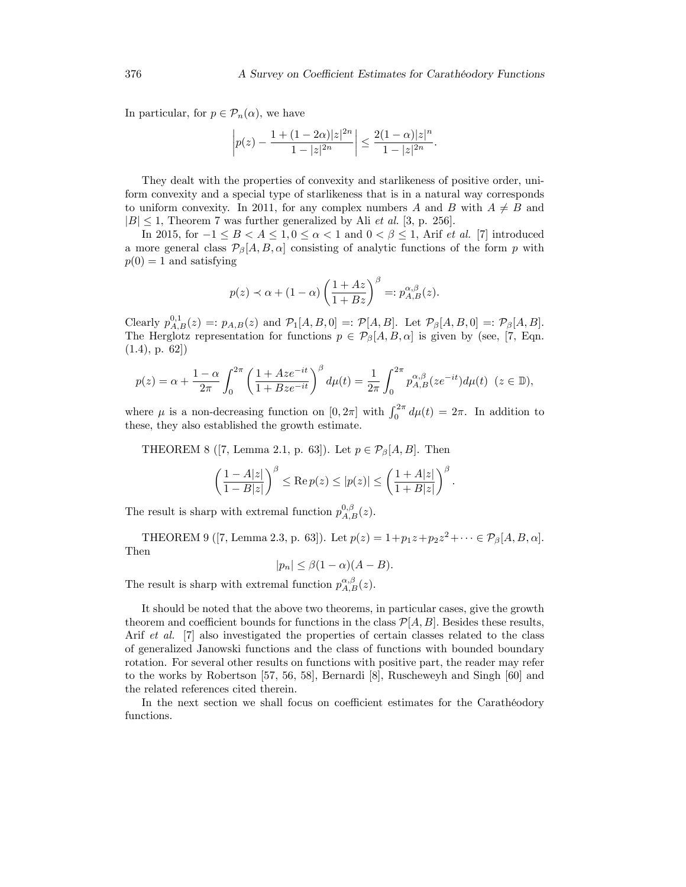In particular, for $p \in \mathcal{P}_n(\alpha)$, we have

$$\left| p(z) - \frac{1 + (1-2\alpha)|z|^{2n}}{1 - |z|^{2n}} \right| \leq \frac{2(1-\alpha)|z|^n}{1 - |z|^{2n}}.$$

They dealt with the properties of convexity and starlikeness of positive order, uniform convexity and a special type of starlikeness that is in a natural way corresponds to uniform convexity. In 2011, for any complex numbers $A$ and $B$ with $A \neq B$ and $|B| \leq 1$, Theorem 7 was further generalized by Ali *et al.* [3, p. 256].

In 2015, for $-1 \leq B < A \leq 1, 0 \leq \alpha < 1$ and $0 < \beta \leq 1$, Arif *et al.* [7] introduced a more general class $\mathcal{P}_\beta[A, B, \alpha]$ consisting of analytic functions of the form $p$ with $p(0) = 1$ and satisfying

$$p(z) \prec \alpha + (1-\alpha)\left(\frac{1+Az}{1+Bz}\right)^\beta =: p_{A,B}^{\alpha,\beta}(z).$$

Clearly $p_{A,B}^{0,1}(z) =: p_{A,B}(z)$ and $\mathcal{P}_1[A, B, 0] =: \mathcal{P}[A, B]$. Let $\mathcal{P}_\beta[A, B, 0] =: \mathcal{P}_\beta[A, B]$. The Herglotz representation for functions $p \in \mathcal{P}_\beta[A, B, \alpha]$ is given by (see, [7, Eqn. (1.4), p. 62])

$$p(z) = \alpha + \frac{1-\alpha}{2\pi}\int_0^{2\pi} \left(\frac{1+Aze^{-it}}{1+Bze^{-it}}\right)^\beta d\mu(t) = \frac{1}{2\pi}\int_0^{2\pi} p_{A,B}^{\alpha,\beta}(ze^{-it})d\mu(t) \ \ (z \in \mathbb{D}),$$

where $\mu$ is a non-decreasing function on $[0, 2\pi]$ with $\int_0^{2\pi} d\mu(t) = 2\pi$. In addition to these, they also established the growth estimate.

THEOREM 8 ([7, Lemma 2.1, p. 63]). Let $p \in \mathcal{P}_\beta[A, B]$. Then

$$\left(\frac{1-A|z|}{1-B|z|}\right)^\beta \leq \operatorname{Re} p(z) \leq |p(z)| \leq \left(\frac{1+A|z|}{1+B|z|}\right)^\beta.$$

The result is sharp with extremal function $p_{A,B}^{0,\beta}(z)$.

THEOREM 9 ([7, Lemma 2.3, p. 63]). Let $p(z) = 1 + p_1 z + p_2 z^2 + \cdots \in \mathcal{P}_\beta[A, B, \alpha]$. Then

$$|p_n| \leq \beta(1-\alpha)(A-B).$$

The result is sharp with extremal function $p_{A,B}^{\alpha,\beta}(z)$.

It should be noted that the above two theorems, in particular cases, give the growth theorem and coefficient bounds for functions in the class $\mathcal{P}[A, B]$. Besides these results, Arif *et al.* [7] also investigated the properties of certain classes related to the class of generalized Janowski functions and the class of functions with bounded boundary rotation. For several other results on functions with positive part, the reader may refer to the works by Robertson [57, 56, 58], Bernardi [8], Ruscheweyh and Singh [60] and the related references cited therein.

In the next section we shall focus on coefficient estimates for the Carathéodory functions.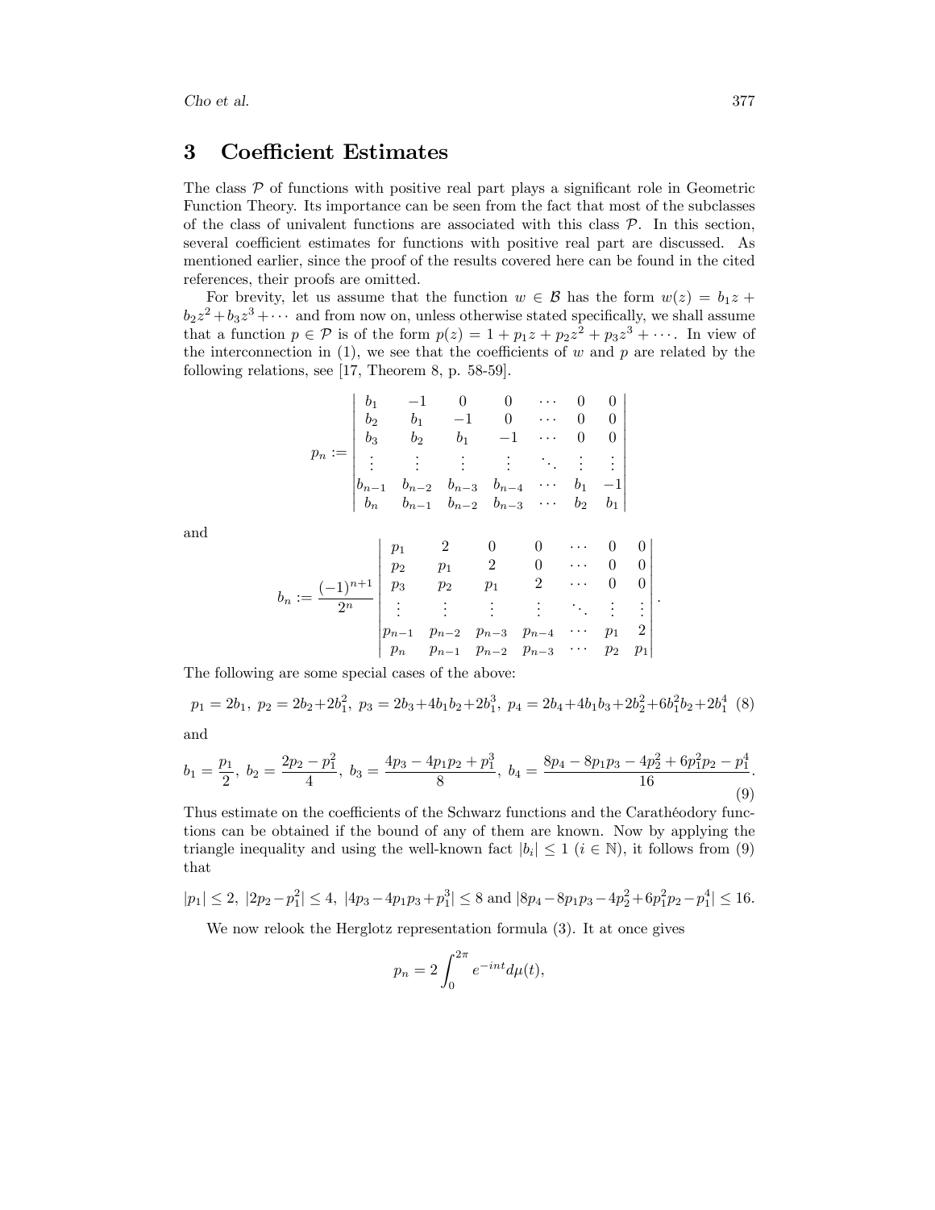## 3 Coefficient Estimates

The class $\mathcal{P}$ of functions with positive real part plays a significant role in Geometric Function Theory. Its importance can be seen from the fact that most of the subclasses of the class of univalent functions are associated with this class $\mathcal{P}$. In this section, several coefficient estimates for functions with positive real part are discussed. As mentioned earlier, since the proof of the results covered here can be found in the cited references, their proofs are omitted.

For brevity, let us assume that the function $w \in \mathcal{B}$ has the form $w(z) = b_1 z + b_2 z^2 + b_3 z^3 + \cdots$ and from now on, unless otherwise stated specifically, we shall assume that a function $p \in \mathcal{P}$ is of the form $p(z) = 1 + p_1 z + p_2 z^2 + p_3 z^3 + \cdots$. In view of the interconnection in (1), we see that the coefficients of $w$ and $p$ are related by the following relations, see [17, Theorem 8, p. 58-59].

$$p_n := \begin{vmatrix} b_1 & -1 & 0 & 0 & \cdots & 0 & 0 \\ b_2 & b_1 & -1 & 0 & \cdots & 0 & 0 \\ b_3 & b_2 & b_1 & -1 & \cdots & 0 & 0 \\ \vdots & \vdots & \vdots & \vdots & \ddots & \vdots & \vdots \\ b_{n-1} & b_{n-2} & b_{n-3} & b_{n-4} & \cdots & b_1 & -1 \\ b_n & b_{n-1} & b_{n-2} & b_{n-3} & \cdots & b_2 & b_1 \end{vmatrix}$$

and

$$b_n := \frac{(-1)^{n+1}}{2^n} \begin{vmatrix} p_1 & 2 & 0 & 0 & \cdots & 0 & 0 \\ p_2 & p_1 & 2 & 0 & \cdots & 0 & 0 \\ p_3 & p_2 & p_1 & 2 & \cdots & 0 & 0 \\ \vdots & \vdots & \vdots & \vdots & \ddots & \vdots & \vdots \\ p_{n-1} & p_{n-2} & p_{n-3} & p_{n-4} & \cdots & p_1 & 2 \\ p_n & p_{n-1} & p_{n-2} & p_{n-3} & \cdots & p_2 & p_1 \end{vmatrix}.$$

The following are some special cases of the above:

$$p_1 = 2b_1,\ p_2 = 2b_2 + 2b_1^2,\ p_3 = 2b_3 + 4b_1b_2 + 2b_1^3,\ p_4 = 2b_4 + 4b_1b_3 + 2b_2^2 + 6b_1^2b_2 + 2b_1^4 \quad (8)$$

and

$$b_1 = \frac{p_1}{2},\ b_2 = \frac{2p_2 - p_1^2}{4},\ b_3 = \frac{4p_3 - 4p_1p_2 + p_1^3}{8},\ b_4 = \frac{8p_4 - 8p_1p_3 - 4p_2^2 + 6p_1^2p_2 - p_1^4}{16}. \quad (9)$$

Thus estimate on the coefficients of the Schwarz functions and the Carathéodory functions can be obtained if the bound of any of them are known. Now by applying the triangle inequality and using the well-known fact $|b_i| \leq 1$ $(i \in \mathbb{N})$, it follows from (9) that

$$|p_1| \leq 2,\ |2p_2 - p_1^2| \leq 4,\ |4p_3 - 4p_1p_3 + p_1^3| \leq 8 \text{ and } |8p_4 - 8p_1p_3 - 4p_2^2 + 6p_1^2p_2 - p_1^4| \leq 16.$$

We now relook the Herglotz representation formula (3). It at once gives

$$p_n = 2\int_0^{2\pi} e^{-int} d\mu(t),$$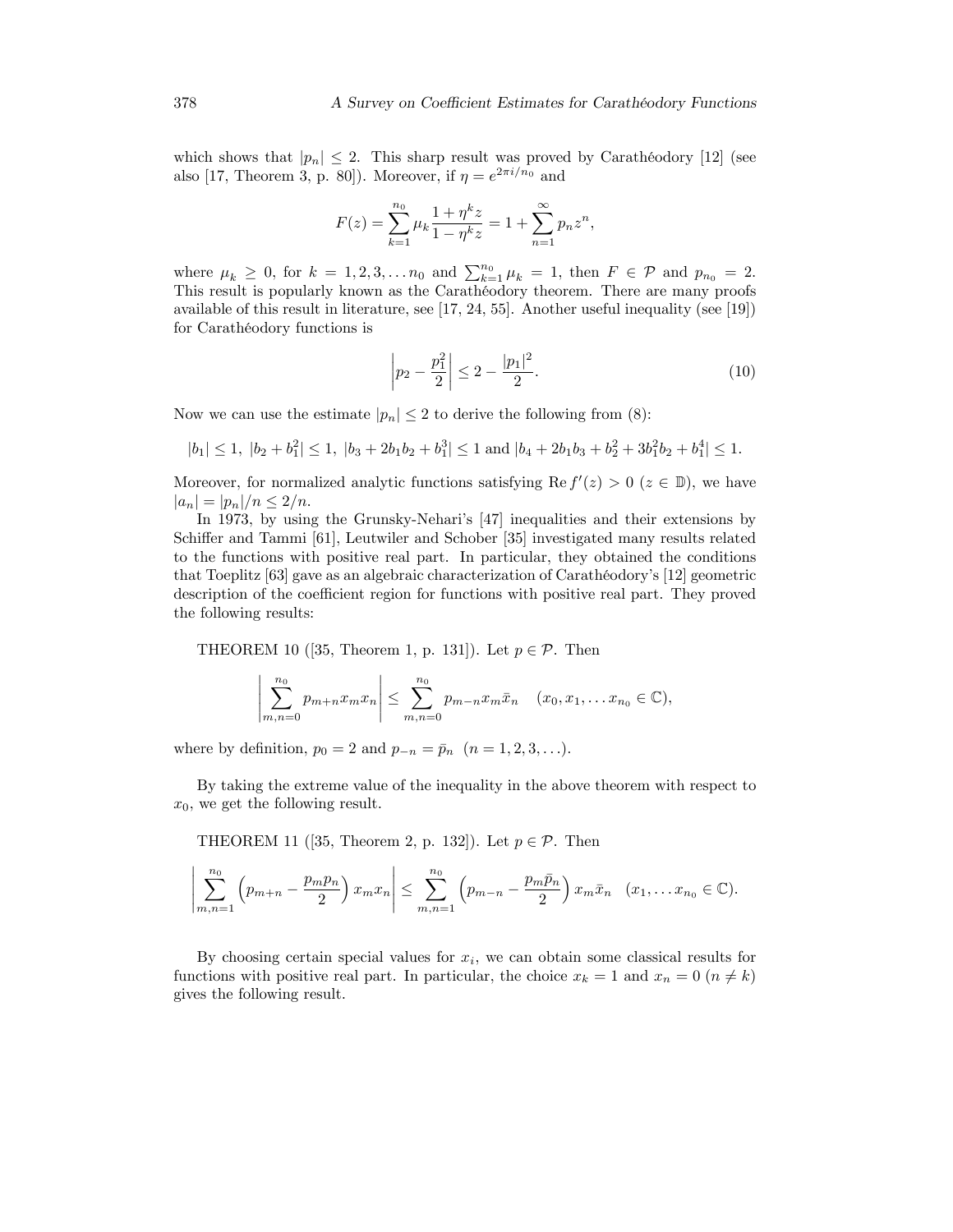which shows that $|p_n| \leq 2$. This sharp result was proved by Carathéodory [12] (see also [17, Theorem 3, p. 80]). Moreover, if $\eta = e^{2\pi i/n_0}$ and

$$F(z) = \sum_{k=1}^{n_0} \mu_k \frac{1+\eta^k z}{1-\eta^k z} = 1 + \sum_{n=1}^{\infty} p_n z^n,$$

where $\mu_k \geq 0$, for $k = 1, 2, 3, \dots n_0$ and $\sum_{k=1}^{n_0} \mu_k = 1$, then $F \in \mathcal{P}$ and $p_{n_0} = 2$. This result is popularly known as the Carathéodory theorem. There are many proofs available of this result in literature, see [17, 24, 55]. Another useful inequality (see [19]) for Carathéodory functions is

$$\left| p_2 - \frac{p_1^2}{2} \right| \leq 2 - \frac{|p_1|^2}{2}. \tag{10}$$

Now we can use the estimate $|p_n| \leq 2$ to derive the following from (8):

$$|b_1| \leq 1,\ |b_2 + b_1^2| \leq 1,\ |b_3 + 2b_1 b_2 + b_1^3| \leq 1 \text{ and } |b_4 + 2b_1 b_3 + b_2^2 + 3b_1^2 b_2 + b_1^4| \leq 1.$$

Moreover, for normalized analytic functions satisfying $\operatorname{Re} f'(z) > 0$ $(z \in \mathbb{D})$, we have $|a_n| = |p_n|/n \leq 2/n$.

In 1973, by using the Grunsky-Nehari's [47] inequalities and their extensions by Schiffer and Tammi [61], Leutwiler and Schober [35] investigated many results related to the functions with positive real part. In particular, they obtained the conditions that Toeplitz [63] gave as an algebraic characterization of Carathéodory's [12] geometric description of the coefficient region for functions with positive real part. They proved the following results:

THEOREM 10 ([35, Theorem 1, p. 131]). Let $p \in \mathcal{P}$. Then

$$\left| \sum_{m,n=0}^{n_0} p_{m+n} x_m x_n \right| \leq \sum_{m,n=0}^{n_0} p_{m-n} x_m \bar{x}_n \quad (x_0, x_1, \dots x_{n_0} \in \mathbb{C}),$$

where by definition, $p_0 = 2$ and $p_{-n} = \bar{p}_n$ $(n = 1, 2, 3, \dots)$.

By taking the extreme value of the inequality in the above theorem with respect to $x_0$, we get the following result.

THEOREM 11 ([35, Theorem 2, p. 132]). Let $p \in \mathcal{P}$. Then

$$\left| \sum_{m,n=1}^{n_0} \left( p_{m+n} - \frac{p_m p_n}{2} \right) x_m x_n \right| \leq \sum_{m,n=1}^{n_0} \left( p_{m-n} - \frac{p_m \bar{p}_n}{2} \right) x_m \bar{x}_n \quad (x_1, \dots x_{n_0} \in \mathbb{C}).$$

By choosing certain special values for $x_i$, we can obtain some classical results for functions with positive real part. In particular, the choice $x_k = 1$ and $x_n = 0$ $(n \neq k)$ gives the following result.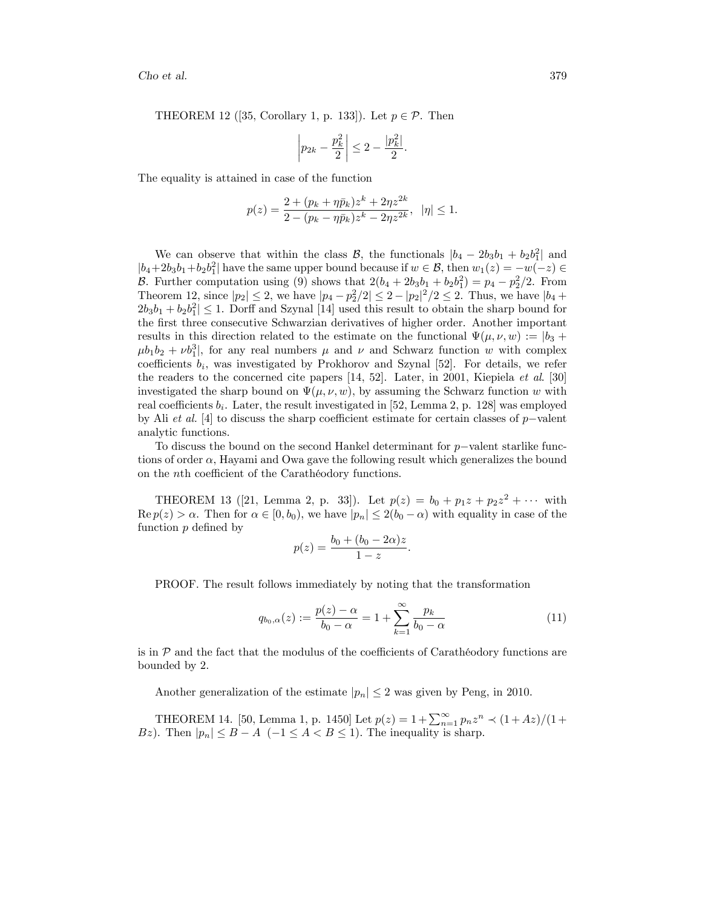THEOREM 12 ([35, Corollary 1, p. 133]). Let $p \in \mathcal{P}$. Then

$$\left| p_{2k} - \frac{p_k^2}{2} \right| \leq 2 - \frac{|p_k^2|}{2}.$$

The equality is attained in case of the function

$$p(z) = \frac{2 + (p_k + \eta \bar{p}_k)z^k + 2\eta z^{2k}}{2 - (p_k - \eta \bar{p}_k)z^k - 2\eta z^{2k}}, \quad |\eta| \leq 1.$$

We can observe that within the class $\mathcal{B}$, the functionals $|b_4 - 2b_3b_1 + b_2b_1^2|$ and $|b_4 + 2b_3b_1 + b_2b_1^2|$ have the same upper bound because if $w \in \mathcal{B}$, then $w_1(z) = -w(-z) \in \mathcal{B}$. Further computation using (9) shows that $2(b_4 + 2b_3b_1 + b_2b_1^2) = p_4 - p_2^2/2$. From Theorem 12, since $|p_2| \leq 2$, we have $|p_4 - p_2^2/2| \leq 2 - |p_2|^2/2 \leq 2$. Thus, we have $|b_4 + 2b_3b_1 + b_2b_1^2| \leq 1$. Dorff and Szynal [14] used this result to obtain the sharp bound for the first three consecutive Schwarzian derivatives of higher order. Another important results in this direction related to the estimate on the functional $\Psi(\mu, \nu, w) := |b_3 + \mu b_1 b_2 + \nu b_1^3|$, for any real numbers $\mu$ and $\nu$ and Schwarz function $w$ with complex coefficients $b_i$, was investigated by Prokhorov and Szynal [52]. For details, we refer the readers to the concerned cite papers [14, 52]. Later, in 2001, Kiepiela *et al.* [30] investigated the sharp bound on $\Psi(\mu, \nu, w)$, by assuming the Schwarz function $w$ with real coefficients $b_i$. Later, the result investigated in [52, Lemma 2, p. 128] was employed by Ali *et al.* [4] to discuss the sharp coefficient estimate for certain classes of $p-$valent analytic functions.

To discuss the bound on the second Hankel determinant for $p-$valent starlike functions of order $\alpha$, Hayami and Owa gave the following result which generalizes the bound on the $n$th coefficient of the Carathéodory functions.

THEOREM 13 ([21, Lemma 2, p. 33]). Let $p(z) = b_0 + p_1 z + p_2 z^2 + \cdots$ with $\operatorname{Re} p(z) > \alpha$. Then for $\alpha \in [0, b_0)$, we have $|p_n| \leq 2(b_0 - \alpha)$ with equality in case of the function $p$ defined by

$$p(z) = \frac{b_0 + (b_0 - 2\alpha)z}{1 - z}.$$

PROOF. The result follows immediately by noting that the transformation

$$q_{b_0,\alpha}(z) := \frac{p(z) - \alpha}{b_0 - \alpha} = 1 + \sum_{k=1}^{\infty} \frac{p_k}{b_0 - \alpha} \tag{11}$$

is in $\mathcal{P}$ and the fact that the modulus of the coefficients of Carathéodory functions are bounded by 2.

Another generalization of the estimate $|p_n| \leq 2$ was given by Peng, in 2010.

THEOREM 14. [50, Lemma 1, p. 1450] Let $p(z) = 1 + \sum_{n=1}^{\infty} p_n z^n \prec (1 + Az)/(1 + Bz)$. Then $|p_n| \leq B - A$ $(-1 \leq A < B \leq 1)$. The inequality is sharp.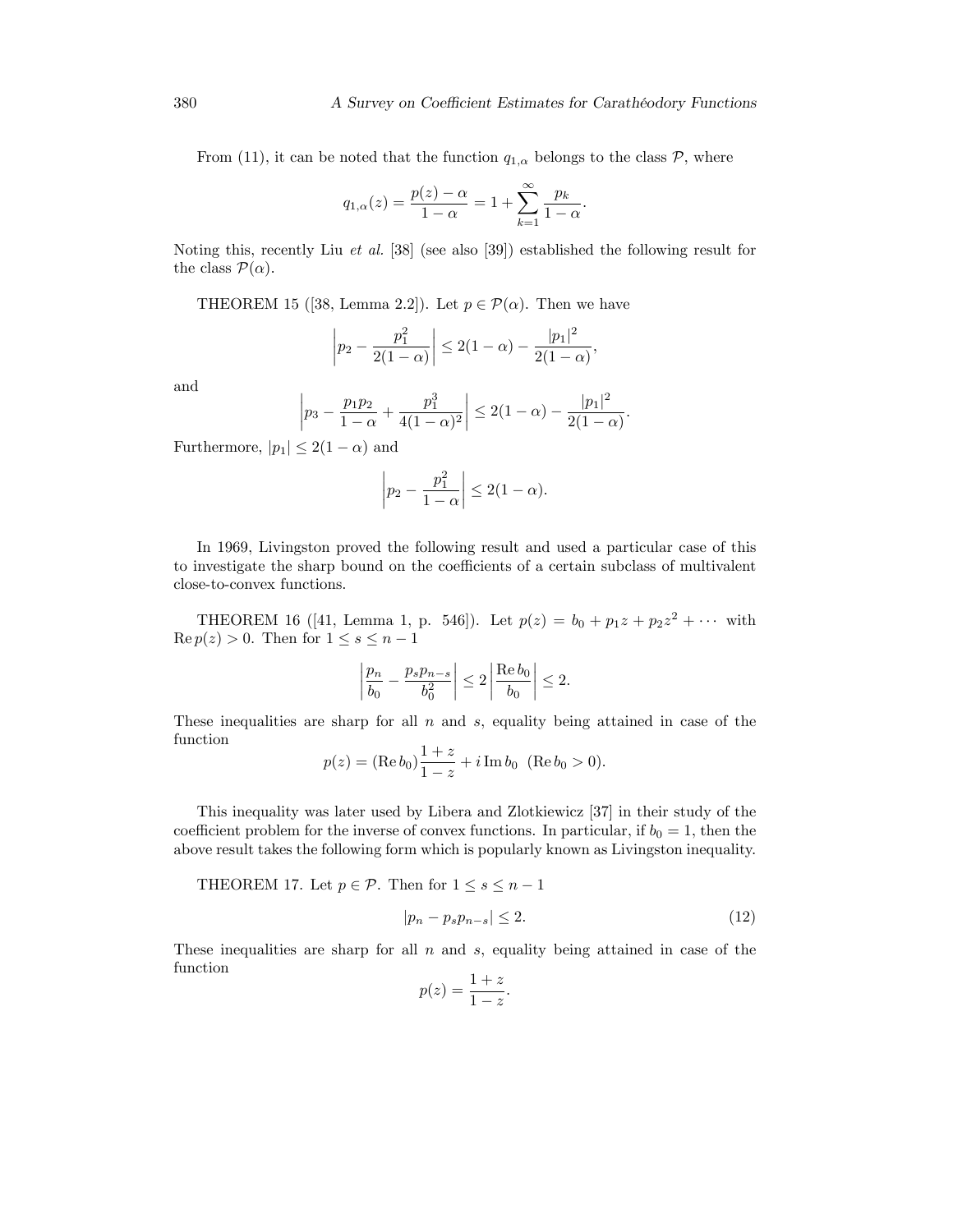From (11), it can be noted that the function $q_{1,\alpha}$ belongs to the class $\mathcal{P}$, where

$$q_{1,\alpha}(z) = \frac{p(z) - \alpha}{1 - \alpha} = 1 + \sum_{k=1}^{\infty} \frac{p_k}{1 - \alpha}.$$

Noting this, recently Liu *et al.* [38] (see also [39]) established the following result for the class $\mathcal{P}(\alpha)$.

THEOREM 15 ([38, Lemma 2.2]). Let $p \in \mathcal{P}(\alpha)$. Then we have

$$\left| p_2 - \frac{p_1^2}{2(1-\alpha)} \right| \leq 2(1-\alpha) - \frac{|p_1|^2}{2(1-\alpha)},$$

and

$$\left| p_3 - \frac{p_1 p_2}{1-\alpha} + \frac{p_1^3}{4(1-\alpha)^2} \right| \leq 2(1-\alpha) - \frac{|p_1|^2}{2(1-\alpha)}.$$

Furthermore, $|p_1| \leq 2(1-\alpha)$ and

$$\left| p_2 - \frac{p_1^2}{1-\alpha} \right| \leq 2(1-\alpha).$$

In 1969, Livingston proved the following result and used a particular case of this to investigate the sharp bound on the coefficients of a certain subclass of multivalent close-to-convex functions.

THEOREM 16 ([41, Lemma 1, p. 546]). Let $p(z) = b_0 + p_1 z + p_2 z^2 + \cdots$ with $\operatorname{Re} p(z) > 0$. Then for $1 \leq s \leq n-1$

$$\left| \frac{p_n}{b_0} - \frac{p_s p_{n-s}}{b_0^2} \right| \leq 2 \left| \frac{\operatorname{Re} b_0}{b_0} \right| \leq 2.$$

These inequalities are sharp for all $n$ and $s$, equality being attained in case of the function

$$p(z) = (\operatorname{Re} b_0) \frac{1+z}{1-z} + i \operatorname{Im} b_0 \;\; (\operatorname{Re} b_0 > 0).$$

This inequality was later used by Libera and Zlotkiewicz [37] in their study of the coefficient problem for the inverse of convex functions. In particular, if $b_0 = 1$, then the above result takes the following form which is popularly known as Livingston inequality.

THEOREM 17. Let $p \in \mathcal{P}$. Then for $1 \leq s \leq n-1$

$$|p_n - p_s p_{n-s}| \leq 2. \tag{12}$$

These inequalities are sharp for all $n$ and $s$, equality being attained in case of the function

$$p(z) = \frac{1+z}{1-z}.$$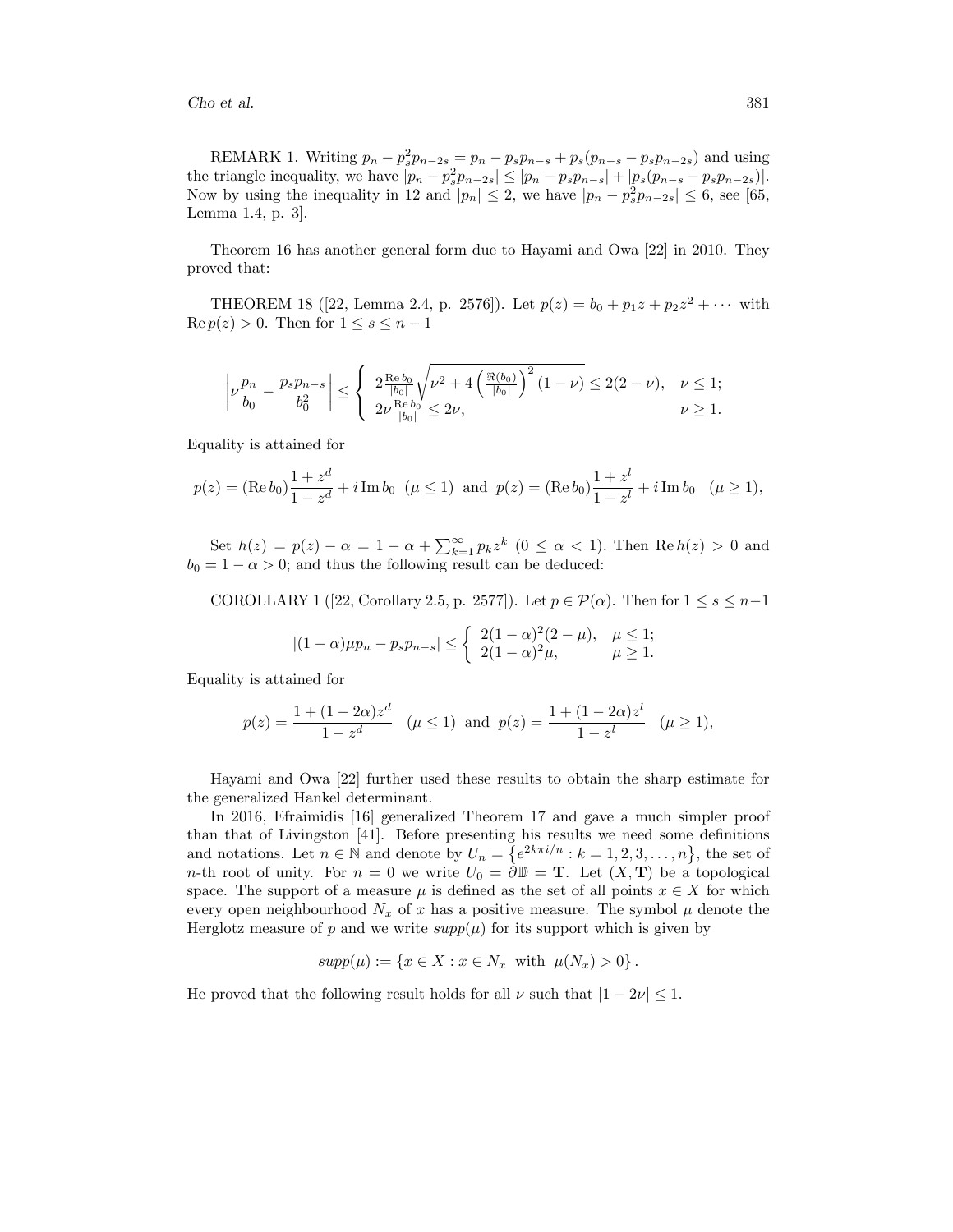REMARK 1. Writing $p_n - p_s^2 p_{n-2s} = p_n - p_s p_{n-s} + p_s(p_{n-s} - p_s p_{n-2s})$ and using the triangle inequality, we have $|p_n - p_s^2 p_{n-2s}| \leq |p_n - p_s p_{n-s}| + |p_s(p_{n-s} - p_s p_{n-2s})|$. Now by using the inequality in 12 and $|p_n| \leq 2$, we have $|p_n - p_s^2 p_{n-2s}| \leq 6$, see [65, Lemma 1.4, p. 3].

Theorem 16 has another general form due to Hayami and Owa [22] in 2010. They proved that:

THEOREM 18 ([22, Lemma 2.4, p. 2576]). Let $p(z) = b_0 + p_1 z + p_2 z^2 + \cdots$ with $\operatorname{Re} p(z) > 0$. Then for $1 \leq s \leq n-1$

$$\left| \nu \frac{p_n}{b_0} - \frac{p_s p_{n-s}}{b_0^2} \right| \leq \begin{cases} 2 \frac{\operatorname{Re} b_0}{|b_0|} \sqrt{\nu^2 + 4 \left( \frac{\Re(b_0)}{|b_0|} \right)^2 (1-\nu)} \leq 2(2-\nu), & \nu \leq 1; \\ 2\nu \frac{\operatorname{Re} b_0}{|b_0|} \leq 2\nu, & \nu \geq 1. \end{cases}$$

Equality is attained for

$$p(z) = (\operatorname{Re} b_0) \frac{1+z^d}{1-z^d} + i \operatorname{Im} b_0 \ \ (\mu \leq 1) \ \text{ and } \ p(z) = (\operatorname{Re} b_0) \frac{1+z^l}{1-z^l} + i \operatorname{Im} b_0 \quad (\mu \geq 1),$$

Set $h(z) = p(z) - \alpha = 1 - \alpha + \sum_{k=1}^{\infty} p_k z^k$ $(0 \leq \alpha < 1)$. Then $\operatorname{Re} h(z) > 0$ and $b_0 = 1 - \alpha > 0$; and thus the following result can be deduced:

COROLLARY 1 ([22, Corollary 2.5, p. 2577]). Let $p \in \mathcal{P}(\alpha)$. Then for $1 \leq s \leq n-1$

$$|(1-\alpha)\mu p_n - p_s p_{n-s}| \leq \begin{cases} 2(1-\alpha)^2 (2-\mu), & \mu \leq 1; \\ 2(1-\alpha)^2 \mu, & \mu \geq 1. \end{cases}$$

Equality is attained for

$$p(z) = \frac{1 + (1-2\alpha) z^d}{1 - z^d} \quad (\mu \leq 1) \ \text{ and } \ p(z) = \frac{1 + (1-2\alpha) z^l}{1 - z^l} \quad (\mu \geq 1),$$

Hayami and Owa [22] further used these results to obtain the sharp estimate for the generalized Hankel determinant.

In 2016, Efraimidis [16] generalized Theorem 17 and gave a much simpler proof than that of Livingston [41]. Before presenting his results we need some definitions and notations. Let $n \in \mathbb{N}$ and denote by $U_n = \{e^{2k\pi i/n} : k = 1, 2, 3, \ldots, n\}$, the set of $n$-th root of unity. For $n = 0$ we write $U_0 = \partial\mathbb{D} = \mathbf{T}$. Let $(X, \mathbf{T})$ be a topological space. The support of a measure $\mu$ is defined as the set of all points $x \in X$ for which every open neighbourhood $N_x$ of $x$ has a positive measure. The symbol $\mu$ denote the Herglotz measure of $p$ and we write $supp(\mu)$ for its support which is given by

$$supp(\mu) := \{ x \in X : x \in N_x \ \text{ with } \ \mu(N_x) > 0 \}.$$

He proved that the following result holds for all $\nu$ such that $|1 - 2\nu| \leq 1$.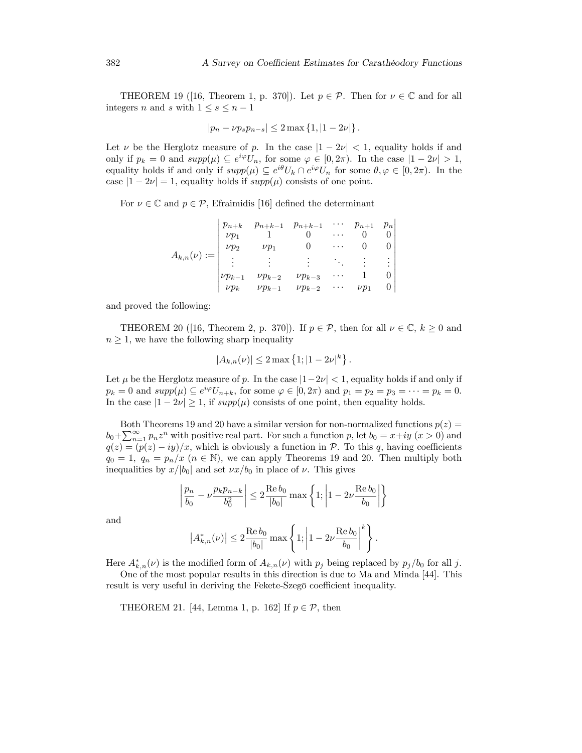THEOREM 19 ([16, Theorem 1, p. 370]). Let $p \in \mathcal{P}$. Then for $\nu \in \mathbb{C}$ and for all integers $n$ and $s$ with $1 \leq s \leq n-1$

$$|p_n - \nu p_s p_{n-s}| \leq 2\max\{1, |1-2\nu|\}.$$

Let $\nu$ be the Herglotz measure of $p$. In the case $|1-2\nu| < 1$, equality holds if and only if $p_k = 0$ and $supp(\mu) \subseteq e^{i\varphi}U_n$, for some $\varphi \in [0, 2\pi)$. In the case $|1-2\nu| > 1$, equality holds if and only if $supp(\mu) \subseteq e^{i\theta}U_k \cap e^{i\varphi}U_n$ for some $\theta, \varphi \in [0, 2\pi)$. In the case $|1-2\nu| = 1$, equality holds if $supp(\mu)$ consists of one point.

For $\nu \in \mathbb{C}$ and $p \in \mathcal{P}$, Efraimidis [16] defined the determinant

$$A_{k,n}(\nu) := \begin{vmatrix} p_{n+k} & p_{n+k-1} & p_{n+k-1} & \cdots & p_{n+1} & p_n \\ \nu p_1 & 1 & 0 & \cdots & 0 & 0 \\ \nu p_2 & \nu p_1 & 0 & \cdots & 0 & 0 \\ \vdots & \vdots & \vdots & \ddots & \vdots & \vdots \\ \nu p_{k-1} & \nu p_{k-2} & \nu p_{k-3} & \cdots & 1 & 0 \\ \nu p_k & \nu p_{k-1} & \nu p_{k-2} & \cdots & \nu p_1 & 0 \end{vmatrix}$$

and proved the following:

THEOREM 20 ([16, Theorem 2, p. 370]). If $p \in \mathcal{P}$, then for all $\nu \in \mathbb{C}$, $k \geq 0$ and $n \geq 1$, we have the following sharp inequality

$$|A_{k,n}(\nu)| \leq 2\max\left\{1; |1-2\nu|^k\right\}.$$

Let $\mu$ be the Herglotz measure of $p$. In the case $|1-2\nu| < 1$, equality holds if and only if $p_k = 0$ and $supp(\mu) \subseteq e^{i\varphi}U_{n+k}$, for some $\varphi \in [0, 2\pi)$ and $p_1 = p_2 = p_3 = \cdots = p_k = 0$. In the case $|1-2\nu| \geq 1$, if $supp(\mu)$ consists of one point, then equality holds.

Both Theorems 19 and 20 have a similar version for non-normalized functions $p(z) = b_0 + \sum_{n=1}^{\infty} p_n z^n$ with positive real part. For such a function $p$, let $b_0 = x + iy$ ($x > 0$) and $q(z) = (p(z) - iy)/x$, which is obviously a function in $\mathcal{P}$. To this $q$, having coefficients $q_0 = 1$, $q_n = p_n/x$ ($n \in \mathbb{N}$), we can apply Theorems 19 and 20. Then multiply both inequalities by $x/|b_0|$ and set $\nu x/b_0$ in place of $\nu$. This gives

$$\left|\frac{p_n}{b_0} - \nu \frac{p_k p_{n-k}}{b_0^2}\right| \leq 2\frac{\operatorname{Re} b_0}{|b_0|} \max\left\{1; \left|1 - 2\nu \frac{\operatorname{Re} b_0}{b_0}\right|\right\}$$

and

$$\left|A^*_{k,n}(\nu)\right| \leq 2\frac{\operatorname{Re} b_0}{|b_0|} \max\left\{1; \left|1 - 2\nu \frac{\operatorname{Re} b_0}{b_0}\right|^k\right\}.$$

Here $A^*_{k,n}(\nu)$ is the modified form of $A_{k,n}(\nu)$ with $p_j$ being replaced by $p_j/b_0$ for all $j$.

One of the most popular results in this direction is due to Ma and Minda [44]. This result is very useful in deriving the Fekete-Szegö coefficient inequality.

THEOREM 21. [44, Lemma 1, p. 162] If $p \in \mathcal{P}$, then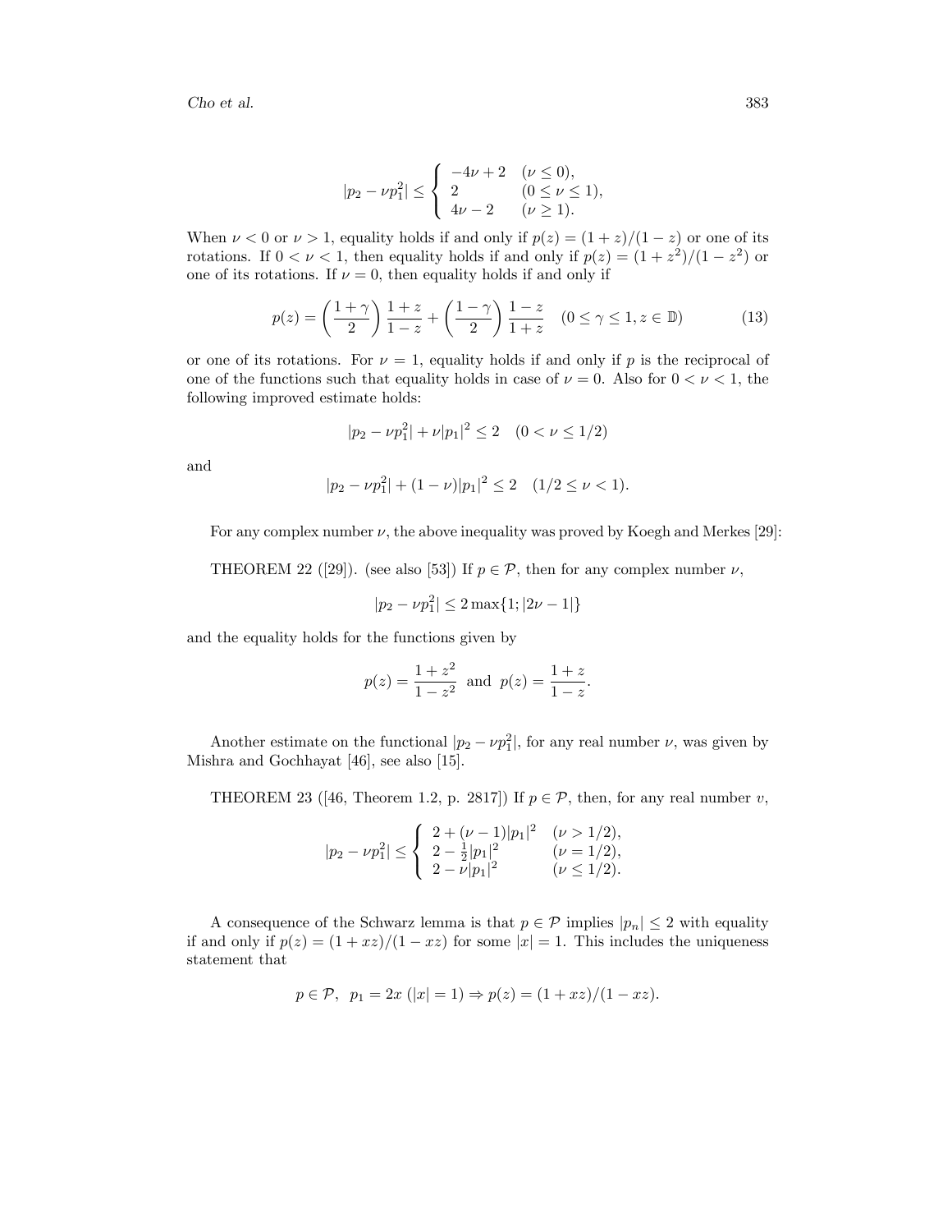$$|p_2 - \nu p_1^2| \leq \begin{cases} -4\nu + 2 & (\nu \leq 0), \\ 2 & (0 \leq \nu \leq 1), \\ 4\nu - 2 & (\nu \geq 1). \end{cases}$$

When $\nu < 0$ or $\nu > 1$, equality holds if and only if $p(z) = (1+z)/(1-z)$ or one of its rotations. If $0 < \nu < 1$, then equality holds if and only if $p(z) = (1+z^2)/(1-z^2)$ or one of its rotations. If $\nu = 0$, then equality holds if and only if

$$p(z) = \left(\frac{1+\gamma}{2}\right)\frac{1+z}{1-z} + \left(\frac{1-\gamma}{2}\right)\frac{1-z}{1+z} \quad (0 \leq \gamma \leq 1, z \in \mathbb{D}) \tag{13}$$

or one of its rotations. For $\nu = 1$, equality holds if and only if $p$ is the reciprocal of one of the functions such that equality holds in case of $\nu = 0$. Also for $0 < \nu < 1$, the following improved estimate holds:

$$|p_2 - \nu p_1^2| + \nu |p_1|^2 \leq 2 \quad (0 < \nu \leq 1/2)$$

and

$$|p_2 - \nu p_1^2| + (1-\nu)|p_1|^2 \leq 2 \quad (1/2 \leq \nu < 1).$$

For any complex number $\nu$, the above inequality was proved by Koegh and Merkes [29]:

THEOREM 22 ([29]). (see also [53]) If $p \in \mathcal{P}$, then for any complex number $\nu$,

$$|p_2 - \nu p_1^2| \leq 2 \max\{1; |2\nu - 1|\}$$

and the equality holds for the functions given by

$$p(z) = \frac{1+z^2}{1-z^2} \text{ and } p(z) = \frac{1+z}{1-z}.$$

Another estimate on the functional $|p_2 - \nu p_1^2|$, for any real number $\nu$, was given by Mishra and Gochhayat [46], see also [15].

THEOREM 23 ([46, Theorem 1.2, p. 2817]) If $p \in \mathcal{P}$, then, for any real number $v$,

$$|p_2 - \nu p_1^2| \leq \begin{cases} 2 + (\nu - 1)|p_1|^2 & (\nu > 1/2), \\ 2 - \frac{1}{2}|p_1|^2 & (\nu = 1/2), \\ 2 - \nu |p_1|^2 & (\nu \leq 1/2). \end{cases}$$

A consequence of the Schwarz lemma is that $p \in \mathcal{P}$ implies $|p_n| \leq 2$ with equality if and only if $p(z) = (1 + xz)/(1 - xz)$ for some $|x| = 1$. This includes the uniqueness statement that

$$p \in \mathcal{P}, \;\; p_1 = 2x \; (|x| = 1) \Rightarrow p(z) = (1 + xz)/(1 - xz).$$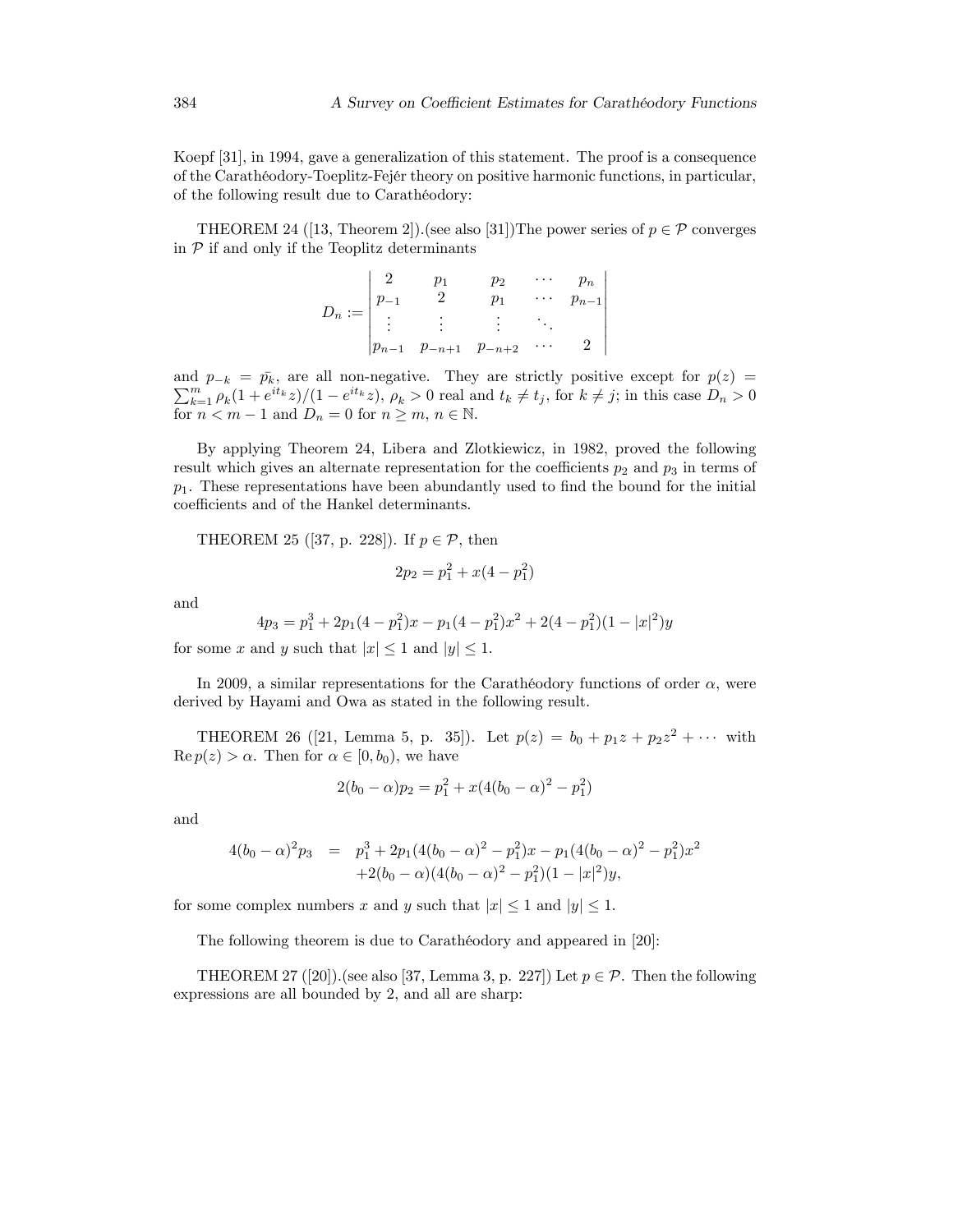Koepf [31], in 1994, gave a generalization of this statement. The proof is a consequence of the Carathéodory-Toeplitz-Fejér theory on positive harmonic functions, in particular, of the following result due to Carathéodory:

THEOREM 24 ([13, Theorem 2]).(see also [31])The power series of $p \in \mathcal{P}$ converges in $\mathcal{P}$ if and only if the Teoplitz determinants

$$D_n := \begin{vmatrix} 2 & p_1 & p_2 & \cdots & p_n \\ p_{-1} & 2 & p_1 & \cdots & p_{n-1} \\ \vdots & \vdots & \vdots & \ddots & \\ p_{n-1} & p_{-n+1} & p_{-n+2} & \cdots & 2 \end{vmatrix}$$

and $p_{-k} = \bar{p_k}$, are all non-negative. They are strictly positive except for $p(z) = \sum_{k=1}^{m} \rho_k (1 + e^{it_k} z)/(1 - e^{it_k} z)$, $\rho_k > 0$ real and $t_k \neq t_j$, for $k \neq j$; in this case $D_n > 0$ for $n < m - 1$ and $D_n = 0$ for $n \geq m$, $n \in \mathbb{N}$.

By applying Theorem 24, Libera and Zlotkiewicz, in 1982, proved the following result which gives an alternate representation for the coefficients $p_2$ and $p_3$ in terms of $p_1$. These representations have been abundantly used to find the bound for the initial coefficients and of the Hankel determinants.

THEOREM 25 ([37, p. 228]). If $p \in \mathcal{P}$, then

$$2p_2 = p_1^2 + x(4 - p_1^2)$$

and

$$4p_3 = p_1^3 + 2p_1(4 - p_1^2)x - p_1(4 - p_1^2)x^2 + 2(4 - p_1^2)(1 - |x|^2)y$$

for some $x$ and $y$ such that $|x| \leq 1$ and $|y| \leq 1$.

In 2009, a similar representations for the Carathéodory functions of order $\alpha$, were derived by Hayami and Owa as stated in the following result.

THEOREM 26 ([21, Lemma 5, p. 35]). Let $p(z) = b_0 + p_1 z + p_2 z^2 + \cdots$ with $\operatorname{Re} p(z) > \alpha$. Then for $\alpha \in [0, b_0)$, we have

$$2(b_0 - \alpha)p_2 = p_1^2 + x(4(b_0 - \alpha)^2 - p_1^2)$$

and

$$\begin{aligned} 4(b_0 - \alpha)^2 p_3 &= p_1^3 + 2p_1(4(b_0 - \alpha)^2 - p_1^2)x - p_1(4(b_0 - \alpha)^2 - p_1^2)x^2 \\ &\quad + 2(b_0 - \alpha)(4(b_0 - \alpha)^2 - p_1^2)(1 - |x|^2)y, \end{aligned}$$

for some complex numbers $x$ and $y$ such that $|x| \leq 1$ and $|y| \leq 1$.

The following theorem is due to Carathéodory and appeared in [20]:

THEOREM 27 ([20]).(see also [37, Lemma 3, p. 227]) Let $p \in \mathcal{P}$. Then the following expressions are all bounded by 2, and all are sharp: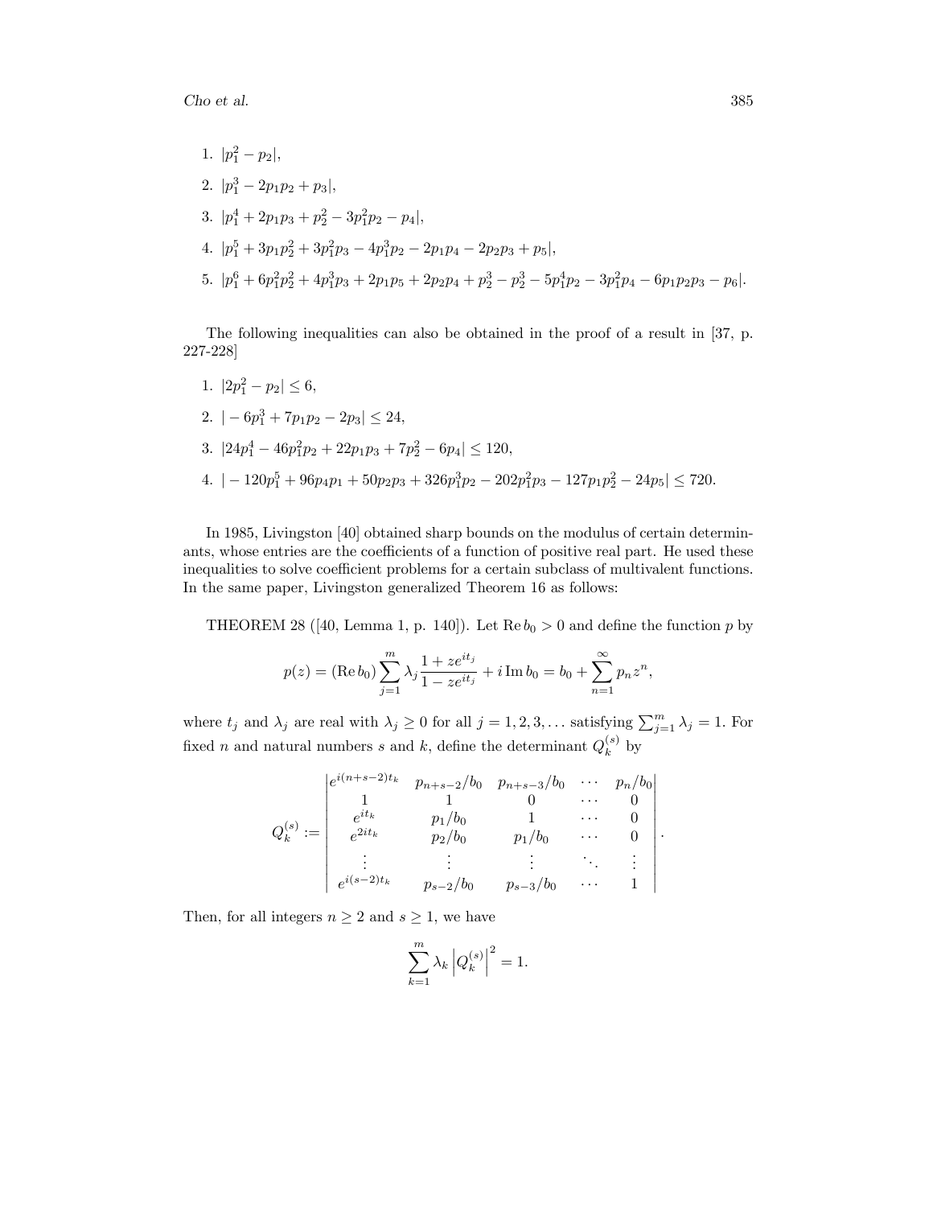1. $|p_1^2 - p_2|$,
2. $|p_1^3 - 2p_1p_2 + p_3|$,
3. $|p_1^4 + 2p_1p_3 + p_2^2 - 3p_1^2p_2 - p_4|$,
4. $|p_1^5 + 3p_1p_2^2 + 3p_1^2p_3 - 4p_1^3p_2 - 2p_1p_4 - 2p_2p_3 + p_5|$,
5. $|p_1^6 + 6p_1^2p_2^2 + 4p_1^3p_3 + 2p_1p_5 + 2p_2p_4 + p_3^2 - p_2^3 - 5p_1^4p_2 - 3p_1^2p_4 - 6p_1p_2p_3 - p_6|$.

The following inequalities can also be obtained in the proof of a result in [37, p. 227-228]

1. $|2p_1^2 - p_2| \leq 6$,
2. $|-6p_1^3 + 7p_1p_2 - 2p_3| \leq 24$,
3. $|24p_1^4 - 46p_1^2p_2 + 22p_1p_3 + 7p_2^2 - 6p_4| \leq 120$,
4. $|-120p_1^5 + 96p_4p_1 + 50p_2p_3 + 326p_1^3p_2 - 202p_1^2p_3 - 127p_1p_2^2 - 24p_5| \leq 720$.

In 1985, Livingston [40] obtained sharp bounds on the modulus of certain determinants, whose entries are the coefficients of a function of positive real part. He used these inequalities to solve coefficient problems for a certain subclass of multivalent functions. In the same paper, Livingston generalized Theorem 16 as follows:

THEOREM 28 ([40, Lemma 1, p. 140]). Let $\operatorname{Re} b_0 > 0$ and define the function $p$ by

$$p(z) = (\operatorname{Re} b_0) \sum_{j=1}^{m} \lambda_j \frac{1 + ze^{it_j}}{1 - ze^{it_j}} + i \operatorname{Im} b_0 = b_0 + \sum_{n=1}^{\infty} p_n z^n,$$

where $t_j$ and $\lambda_j$ are real with $\lambda_j \geq 0$ for all $j = 1, 2, 3, \dots$ satisfying $\sum_{j=1}^{m} \lambda_j = 1$. For fixed $n$ and natural numbers $s$ and $k$, define the determinant $Q_k^{(s)}$ by

$$Q_k^{(s)} := \begin{vmatrix} e^{i(n+s-2)t_k} & p_{n+s-2}/b_0 & p_{n+s-3}/b_0 & \cdots & p_n/b_0 \\ 1 & 1 & 0 & \cdots & 0 \\ e^{it_k} & p_1/b_0 & 1 & \cdots & 0 \\ e^{2it_k} & p_2/b_0 & p_1/b_0 & \cdots & 0 \\ \vdots & \vdots & \vdots & \ddots & \vdots \\ e^{i(s-2)t_k} & p_{s-2}/b_0 & p_{s-3}/b_0 & \cdots & 1 \end{vmatrix}.$$

Then, for all integers $n \geq 2$ and $s \geq 1$, we have

$$\sum_{k=1}^{m} \lambda_k \left| Q_k^{(s)} \right|^2 = 1.$$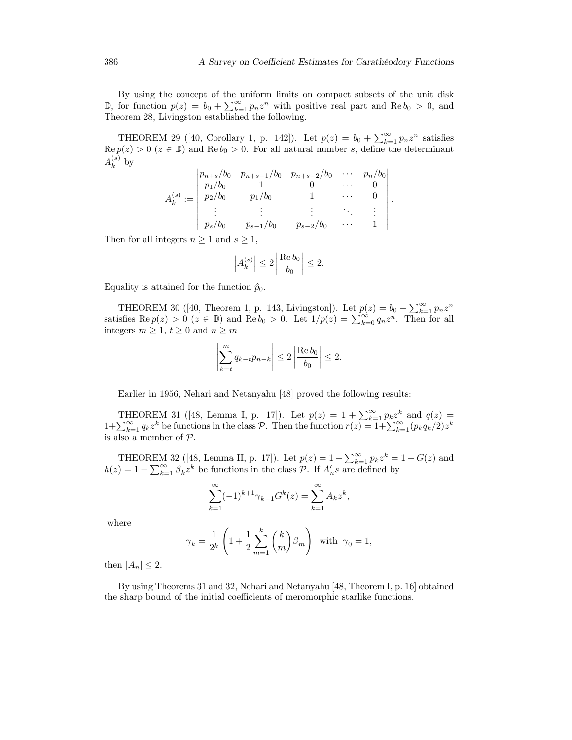By using the concept of the uniform limits on compact subsets of the unit disk $\mathbb{D}$, for function $p(z) = b_0 + \sum_{k=1}^{\infty} p_n z^n$ with positive real part and $\operatorname{Re} b_0 > 0$, and Theorem 28, Livingston established the following.

THEOREM 29 ([40, Corollary 1, p. 142]). Let $p(z) = b_0 + \sum_{k=1}^{\infty} p_n z^n$ satisfies $\operatorname{Re} p(z) > 0$ $(z \in \mathbb{D})$ and $\operatorname{Re} b_0 > 0$. For all natural number $s$, define the determinant $A_k^{(s)}$ by

$$A_k^{(s)} := \begin{vmatrix} p_{n+s}/b_0 & p_{n+s-1}/b_0 & p_{n+s-2}/b_0 & \cdots & p_n/b_0 \\ p_1/b_0 & 1 & 0 & \cdots & 0 \\ p_2/b_0 & p_1/b_0 & 1 & \cdots & 0 \\ \vdots & \vdots & \vdots & \ddots & \vdots \\ p_s/b_0 & p_{s-1}/b_0 & p_{s-2}/b_0 & \cdots & 1 \end{vmatrix}.$$

Then for all integers $n \geq 1$ and $s \geq 1$,

$$\left| A_k^{(s)} \right| \leq 2 \left| \frac{\operatorname{Re} b_0}{b_0} \right| \leq 2.$$

Equality is attained for the function $\hat{p}_0$.

THEOREM 30 ([40, Theorem 1, p. 143, Livingston]). Let $p(z) = b_0 + \sum_{k=1}^{\infty} p_n z^n$ satisfies $\operatorname{Re} p(z) > 0$ $(z \in \mathbb{D})$ and $\operatorname{Re} b_0 > 0$. Let $1/p(z) = \sum_{k=0}^{\infty} q_n z^n$. Then for all integers $m \geq 1$, $t \geq 0$ and $n \geq m$

$$\left| \sum_{k=t}^{m} q_{k-t} p_{n-k} \right| \leq 2 \left| \frac{\operatorname{Re} b_0}{b_0} \right| \leq 2.$$

Earlier in 1956, Nehari and Netanyahu [48] proved the following results:

THEOREM 31 ([48, Lemma I, p. 17]). Let $p(z) = 1 + \sum_{k=1}^{\infty} p_k z^k$ and $q(z) = 1 + \sum_{k=1}^{\infty} q_k z^k$ be functions in the class $\mathcal{P}$. Then the function $r(z) = 1 + \sum_{k=1}^{\infty} (p_k q_k / 2) z^k$ is also a member of $\mathcal{P}$.

THEOREM 32 ([48, Lemma II, p. 17]). Let $p(z) = 1 + \sum_{k=1}^{\infty} p_k z^k = 1 + G(z)$ and $h(z) = 1 + \sum_{k=1}^{\infty} \beta_k z^k$ be functions in the class $\mathcal{P}$. If $A_n's$ are defined by

$$\sum_{k=1}^{\infty} (-1)^{k+1} \gamma_{k-1} G^k(z) = \sum_{k=1}^{\infty} A_k z^k,$$

where

$$\gamma_k = \frac{1}{2^k} \left( 1 + \frac{1}{2} \sum_{m=1}^{k} \binom{k}{m} \beta_m \right) \quad \text{with} \quad \gamma_0 = 1,$$

then $|A_n| \leq 2$.

By using Theorems 31 and 32, Nehari and Netanyahu [48, Theorem I, p. 16] obtained the sharp bound of the initial coefficients of meromorphic starlike functions.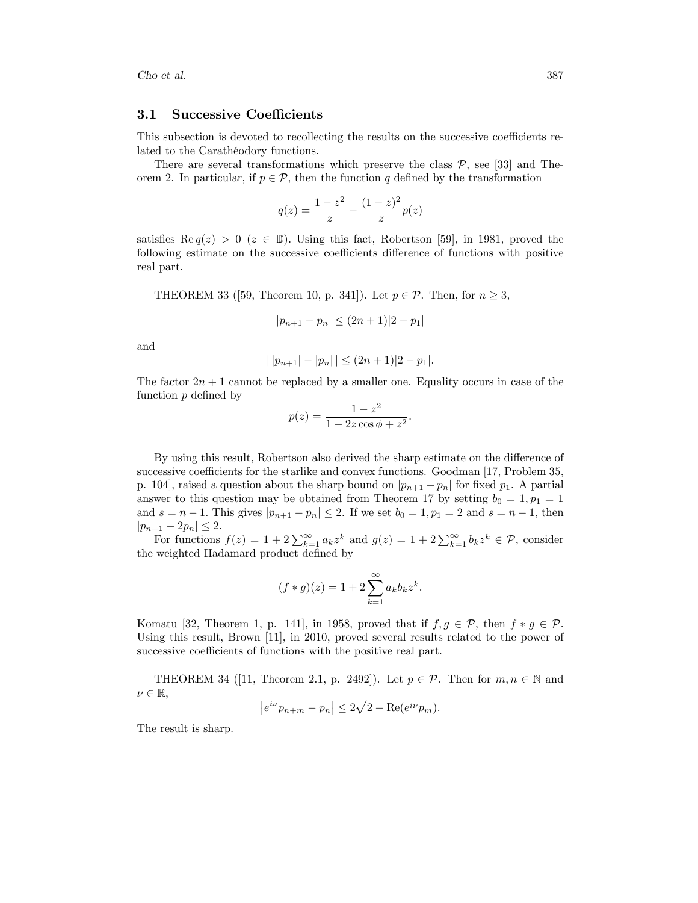### 3.1 Successive Coefficients

This subsection is devoted to recollecting the results on the successive coefficients related to the Carathéodory functions.

There are several transformations which preserve the class $\mathcal{P}$, see [33] and Theorem 2. In particular, if $p \in \mathcal{P}$, then the function $q$ defined by the transformation

$$q(z) = \frac{1-z^2}{z} - \frac{(1-z)^2}{z}p(z)$$

satisfies $\operatorname{Re} q(z) > 0$ $(z \in \mathbb{D})$. Using this fact, Robertson [59], in 1981, proved the following estimate on the successive coefficients difference of functions with positive real part.

THEOREM 33 ([59, Theorem 10, p. 341]). Let $p \in \mathcal{P}$. Then, for $n \geq 3$,

$$|p_{n+1} - p_n| \leq (2n+1)|2 - p_1|$$

and

$$|\,|p_{n+1}| - |p_n|\,| \leq (2n+1)|2 - p_1|.$$

The factor $2n+1$ cannot be replaced by a smaller one. Equality occurs in case of the function $p$ defined by

$$p(z) = \frac{1-z^2}{1 - 2z\cos\phi + z^2}.$$

By using this result, Robertson also derived the sharp estimate on the difference of successive coefficients for the starlike and convex functions. Goodman [17, Problem 35, p. 104], raised a question about the sharp bound on $|p_{n+1} - p_n|$ for fixed $p_1$. A partial answer to this question may be obtained from Theorem 17 by setting $b_0 = 1, p_1 = 1$ and $s = n-1$. This gives $|p_{n+1} - p_n| \leq 2$. If we set $b_0 = 1, p_1 = 2$ and $s = n-1$, then $|p_{n+1} - 2p_n| \leq 2$.

For functions $f(z) = 1 + 2\sum_{k=1}^{\infty} a_k z^k$ and $g(z) = 1 + 2\sum_{k=1}^{\infty} b_k z^k \in \mathcal{P}$, consider the weighted Hadamard product defined by

$$(f * g)(z) = 1 + 2\sum_{k=1}^{\infty} a_k b_k z^k.$$

Komatu [32, Theorem 1, p. 141], in 1958, proved that if $f, g \in \mathcal{P}$, then $f * g \in \mathcal{P}$. Using this result, Brown [11], in 2010, proved several results related to the power of successive coefficients of functions with the positive real part.

THEOREM 34 ([11, Theorem 2.1, p. 2492]). Let $p \in \mathcal{P}$. Then for $m, n \in \mathbb{N}$ and $\nu \in \mathbb{R}$,

$$\left|e^{i\nu} p_{n+m} - p_n\right| \leq 2\sqrt{2 - \operatorname{Re}(e^{i\nu} p_m)}.$$

The result is sharp.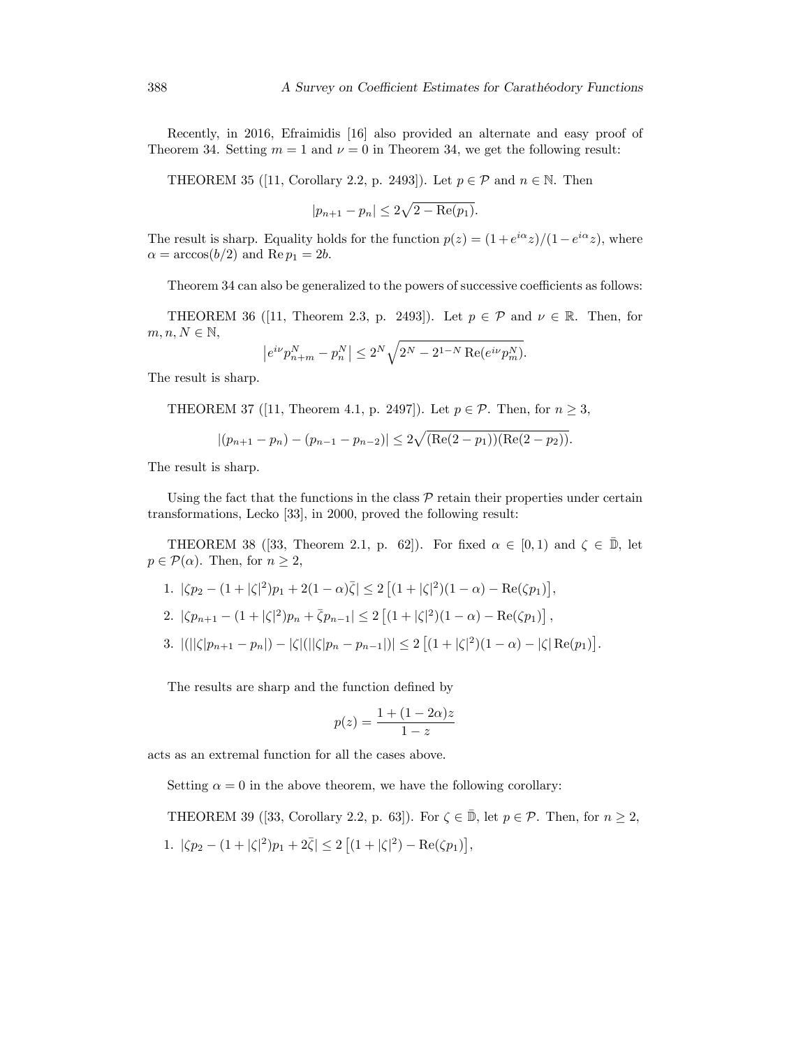Recently, in 2016, Efraimidis [16] also provided an alternate and easy proof of Theorem 34. Setting $m = 1$ and $\nu = 0$ in Theorem 34, we get the following result:

THEOREM 35 ([11, Corollary 2.2, p. 2493]). Let $p \in \mathcal{P}$ and $n \in \mathbb{N}$. Then

$$|p_{n+1} - p_n| \leq 2\sqrt{2 - \mathrm{Re}(p_1)}.$$

The result is sharp. Equality holds for the function $p(z) = (1 + e^{i\alpha}z)/(1 - e^{i\alpha}z)$, where $\alpha = \arccos(b/2)$ and $\mathrm{Re}\, p_1 = 2b$.

Theorem 34 can also be generalized to the powers of successive coefficients as follows:

THEOREM 36 ([11, Theorem 2.3, p. 2493]). Let $p \in \mathcal{P}$ and $\nu \in \mathbb{R}$. Then, for $m, n, N \in \mathbb{N}$,

$$\left|e^{i\nu} p_{n+m}^N - p_n^N\right| \leq 2^N \sqrt{2^N - 2^{1-N}\,\mathrm{Re}(e^{i\nu} p_m^N)}.$$

The result is sharp.

THEOREM 37 ([11, Theorem 4.1, p. 2497]). Let $p \in \mathcal{P}$. Then, for $n \geq 3$,

$$|(p_{n+1} - p_n) - (p_{n-1} - p_{n-2})| \leq 2\sqrt{(\mathrm{Re}(2 - p_1))(\mathrm{Re}(2 - p_2))}.$$

The result is sharp.

Using the fact that the functions in the class $\mathcal{P}$ retain their properties under certain transformations, Lecko [33], in 2000, proved the following result:

THEOREM 38 ([33, Theorem 2.1, p. 62]). For fixed $\alpha \in [0, 1)$ and $\zeta \in \bar{\mathbb{D}}$, let $p \in \mathcal{P}(\alpha)$. Then, for $n \geq 2$,

1. $|\zeta p_2 - (1 + |\zeta|^2)p_1 + 2(1 - \alpha)\bar{\zeta}| \leq 2\left[(1 + |\zeta|^2)(1 - \alpha) - \mathrm{Re}(\zeta p_1)\right]$,
2. $|\zeta p_{n+1} - (1 + |\zeta|^2)p_n + \bar{\zeta} p_{n-1}| \leq 2\left[(1 + |\zeta|^2)(1 - \alpha) - \mathrm{Re}(\zeta p_1)\right]$,
3. $|(||\zeta|p_{n+1} - p_n|) - |\zeta|(||\zeta|p_n - p_{n-1}|)| \leq 2\left[(1 + |\zeta|^2)(1 - \alpha) - |\zeta|\,\mathrm{Re}(p_1)\right]$.

The results are sharp and the function defined by

$$p(z) = \frac{1 + (1 - 2\alpha)z}{1 - z}$$

acts as an extremal function for all the cases above.

Setting $\alpha = 0$ in the above theorem, we have the following corollary:

THEOREM 39 ([33, Corollary 2.2, p. 63]). For $\zeta \in \bar{\mathbb{D}}$, let $p \in \mathcal{P}$. Then, for $n \geq 2$,

1. $|\zeta p_2 - (1 + |\zeta|^2)p_1 + 2\bar{\zeta}| \leq 2\left[(1 + |\zeta|^2) - \mathrm{Re}(\zeta p_1)\right]$,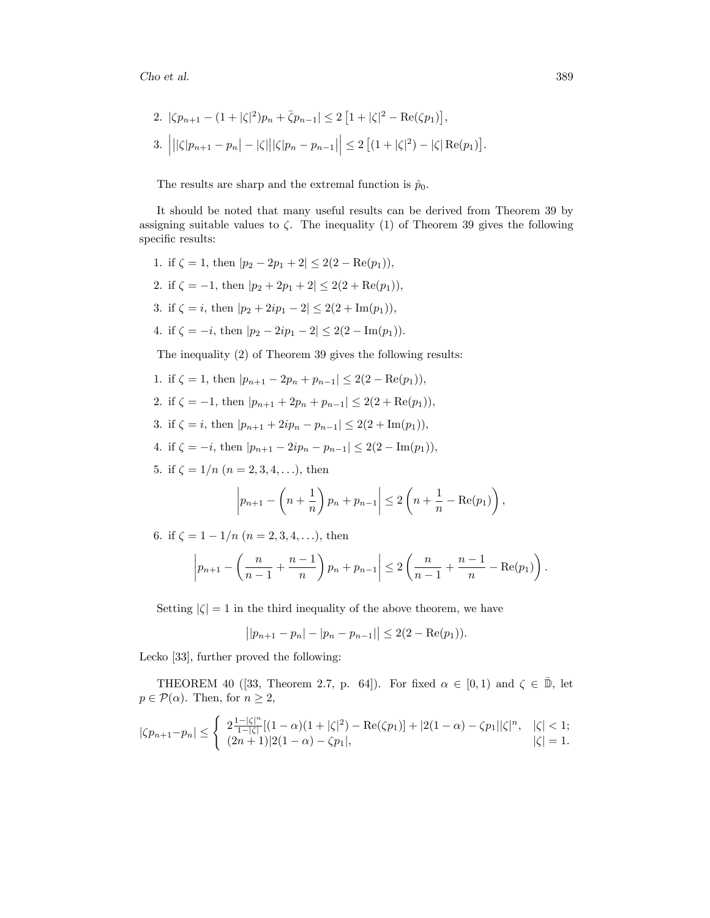2. $|\zeta p_{n+1} - (1+|\zeta|^2)p_n + \bar{\zeta} p_{n-1}| \leq 2\left[1+|\zeta|^2 - \mathrm{Re}(\zeta p_1)\right]$,

3. $\left| |\zeta| p_{n+1} - p_n| - |\zeta| ||\zeta| p_n - p_{n-1}| \right| \leq 2\left[(1+|\zeta|^2) - |\zeta| \mathrm{Re}(p_1)\right]$.

The results are sharp and the extremal function is $\hat{p}_0$.

It should be noted that many useful results can be derived from Theorem 39 by assigning suitable values to $\zeta$. The inequality (1) of Theorem 39 gives the following specific results:

1. if $\zeta = 1$, then $|p_2 - 2p_1 + 2| \leq 2(2 - \mathrm{Re}(p_1))$,
2. if $\zeta = -1$, then $|p_2 + 2p_1 + 2| \leq 2(2 + \mathrm{Re}(p_1))$,
3. if $\zeta = i$, then $|p_2 + 2ip_1 - 2| \leq 2(2 + \mathrm{Im}(p_1))$,
4. if $\zeta = -i$, then $|p_2 - 2ip_1 - 2| \leq 2(2 - \mathrm{Im}(p_1))$.

The inequality (2) of Theorem 39 gives the following results:

1. if $\zeta = 1$, then $|p_{n+1} - 2p_n + p_{n-1}| \leq 2(2 - \mathrm{Re}(p_1))$,
2. if $\zeta = -1$, then $|p_{n+1} + 2p_n + p_{n-1}| \leq 2(2 + \mathrm{Re}(p_1))$,
3. if $\zeta = i$, then $|p_{n+1} + 2ip_n - p_{n-1}| \leq 2(2 + \mathrm{Im}(p_1))$,
4. if $\zeta = -i$, then $|p_{n+1} - 2ip_n - p_{n-1}| \leq 2(2 - \mathrm{Im}(p_1))$,
5. if $\zeta = 1/n$ $(n = 2, 3, 4, \ldots)$, then
$$\left| p_{n+1} - \left(n + \frac{1}{n}\right) p_n + p_{n-1} \right| \leq 2\left(n + \frac{1}{n} - \mathrm{Re}(p_1)\right),$$
6. if $\zeta = 1 - 1/n$ $(n = 2, 3, 4, \ldots)$, then
$$\left| p_{n+1} - \left(\frac{n}{n-1} + \frac{n-1}{n}\right) p_n + p_{n-1} \right| \leq 2\left(\frac{n}{n-1} + \frac{n-1}{n} - \mathrm{Re}(p_1)\right).$$

Setting $|\zeta| = 1$ in the third inequality of the above theorem, we have
$$\left| |p_{n+1} - p_n| - |p_n - p_{n-1}| \right| \leq 2(2 - \mathrm{Re}(p_1)).$$
Lecko [33], further proved the following:

THEOREM 40 ([33, Theorem 2.7, p. 64]). For fixed $\alpha \in [0, 1)$ and $\zeta \in \bar{\mathbb{D}}$, let $p \in \mathcal{P}(\alpha)$. Then, for $n \geq 2$,
$$|\zeta p_{n+1} - p_n| \leq \begin{cases} 2\frac{1-|\zeta|^n}{1-|\zeta|}[(1-\alpha)(1+|\zeta|^2) - \mathrm{Re}(\zeta p_1)] + |2(1-\alpha) - \zeta p_1||\zeta|^n, & |\zeta| < 1; \\ (2n+1)|2(1-\alpha) - \zeta p_1|, & |\zeta| = 1. \end{cases}$$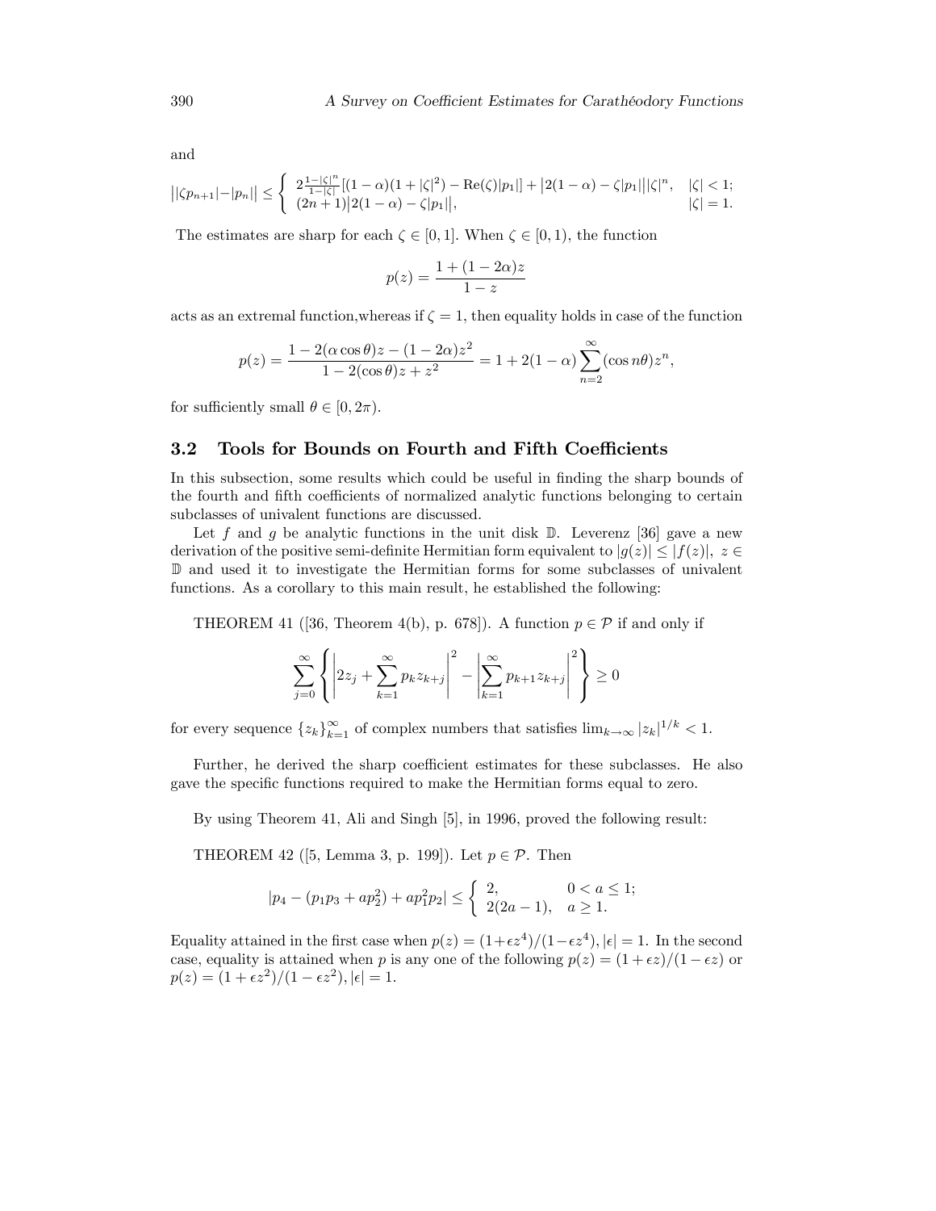and

$$\big||\zeta p_{n+1}|-|p_n|\big| \le \begin{cases} 2\frac{1-|\zeta|^n}{1-|\zeta|}[(1-\alpha)(1+|\zeta|^2)-\mathrm{Re}(\zeta)|p_1|]+\big|2(1-\alpha)-\zeta|p_1|\big||\zeta|^n, & |\zeta|<1; \\ (2n+1)\big|2(1-\alpha)-\zeta|p_1|\big|, & |\zeta|=1. \end{cases}$$

The estimates are sharp for each $\zeta \in [0,1]$. When $\zeta \in [0,1)$, the function

$$p(z) = \frac{1+(1-2\alpha)z}{1-z}$$

acts as an extremal function,whereas if $\zeta = 1$, then equality holds in case of the function

$$p(z) = \frac{1-2(\alpha\cos\theta)z-(1-2\alpha)z^2}{1-2(\cos\theta)z+z^2} = 1+2(1-\alpha)\sum_{n=2}^{\infty}(\cos n\theta)z^n,$$

for sufficiently small $\theta \in [0, 2\pi)$.

### 3.2 Tools for Bounds on Fourth and Fifth Coefficients

In this subsection, some results which could be useful in finding the sharp bounds of the fourth and fifth coefficients of normalized analytic functions belonging to certain subclasses of univalent functions are discussed.

Let $f$ and $g$ be analytic functions in the unit disk $\mathbb{D}$. Leverenz [36] gave a new derivation of the positive semi-definite Hermitian form equivalent to $|g(z)| \le |f(z)|,\ z \in \mathbb{D}$ and used it to investigate the Hermitian forms for some subclasses of univalent functions. As a corollary to this main result, he established the following:

THEOREM 41 ([36, Theorem 4(b), p. 678]). A function $p \in \mathcal{P}$ if and only if

$$\sum_{j=0}^{\infty}\left\{\left|2z_j+\sum_{k=1}^{\infty}p_k z_{k+j}\right|^2-\left|\sum_{k=1}^{\infty}p_{k+1}z_{k+j}\right|^2\right\} \ge 0$$

for every sequence $\{z_k\}_{k=1}^{\infty}$ of complex numbers that satisfies $\lim_{k\to\infty}|z_k|^{1/k} < 1$.

Further, he derived the sharp coefficient estimates for these subclasses. He also gave the specific functions required to make the Hermitian forms equal to zero.

By using Theorem 41, Ali and Singh [5], in 1996, proved the following result:

THEOREM 42 ([5, Lemma 3, p. 199]). Let $p \in \mathcal{P}$. Then

$$|p_4-(p_1p_3+ap_2^2)+ap_1^2p_2| \le \begin{cases} 2, & 0<a\le 1; \\ 2(2a-1), & a \ge 1. \end{cases}$$

Equality attained in the first case when $p(z) = (1+\epsilon z^4)/(1-\epsilon z^4), |\epsilon| = 1$. In the second case, equality is attained when $p$ is any one of the following $p(z) = (1+\epsilon z)/(1-\epsilon z)$ or $p(z) = (1+\epsilon z^2)/(1-\epsilon z^2), |\epsilon| = 1$.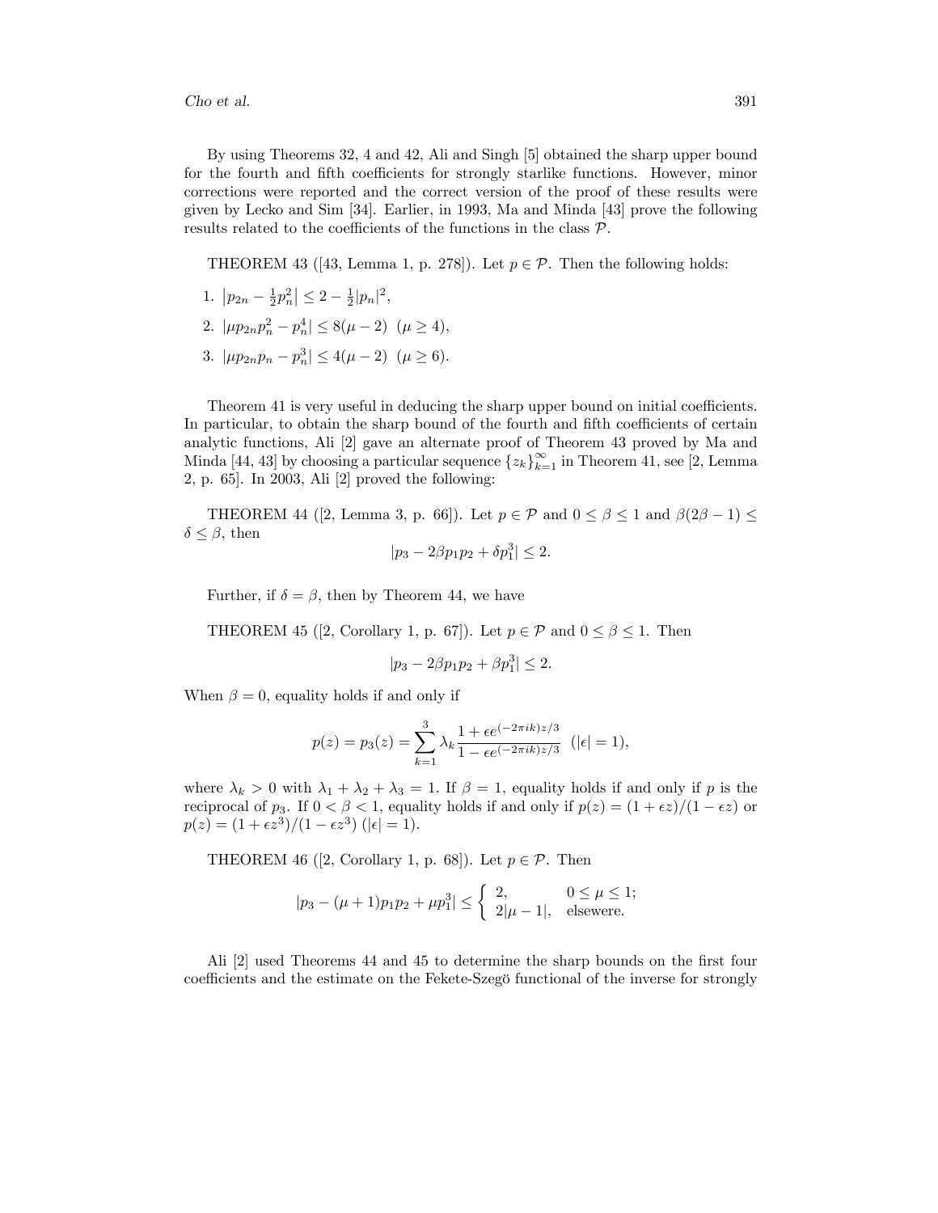By using Theorems 32, 4 and 42, Ali and Singh [5] obtained the sharp upper bound for the fourth and fifth coefficients for strongly starlike functions. However, minor corrections were reported and the correct version of the proof of these results were given by Lecko and Sim [34]. Earlier, in 1993, Ma and Minda [43] prove the following results related to the coefficients of the functions in the class $\mathcal{P}$.

THEOREM 43 ([43, Lemma 1, p. 278]). Let $p \in \mathcal{P}$. Then the following holds:

1. $\left|p_{2n} - \frac{1}{2}p_n^2\right| \leq 2 - \frac{1}{2}|p_n|^2$,
2. $|\mu p_{2n} p_n^2 - p_n^4| \leq 8(\mu - 2) \ \ (\mu \geq 4)$,
3. $|\mu p_{2n} p_n - p_n^3| \leq 4(\mu - 2) \ \ (\mu \geq 6)$.

Theorem 41 is very useful in deducing the sharp upper bound on initial coefficients. In particular, to obtain the sharp bound of the fourth and fifth coefficients of certain analytic functions, Ali [2] gave an alternate proof of Theorem 43 proved by Ma and Minda [44, 43] by choosing a particular sequence $\{z_k\}_{k=1}^{\infty}$ in Theorem 41, see [2, Lemma 2, p. 65]. In 2003, Ali [2] proved the following:

THEOREM 44 ([2, Lemma 3, p. 66]). Let $p \in \mathcal{P}$ and $0 \leq \beta \leq 1$ and $\beta(2\beta - 1) \leq \delta \leq \beta$, then

$$|p_3 - 2\beta p_1 p_2 + \delta p_1^3| \leq 2.$$

Further, if $\delta = \beta$, then by Theorem 44, we have

THEOREM 45 ([2, Corollary 1, p. 67]). Let $p \in \mathcal{P}$ and $0 \leq \beta \leq 1$. Then

$$|p_3 - 2\beta p_1 p_2 + \beta p_1^3| \leq 2.$$

When $\beta = 0$, equality holds if and only if

$$p(z) = p_3(z) = \sum_{k=1}^{3} \lambda_k \frac{1 + \epsilon e^{(-2\pi i k)z/3}}{1 - \epsilon e^{(-2\pi i k)z/3}} \ \ (|\epsilon| = 1),$$

where $\lambda_k > 0$ with $\lambda_1 + \lambda_2 + \lambda_3 = 1$. If $\beta = 1$, equality holds if and only if $p$ is the reciprocal of $p_3$. If $0 < \beta < 1$, equality holds if and only if $p(z) = (1 + \epsilon z)/(1 - \epsilon z)$ or $p(z) = (1 + \epsilon z^3)/(1 - \epsilon z^3)$ $(|\epsilon| = 1)$.

THEOREM 46 ([2, Corollary 1, p. 68]). Let $p \in \mathcal{P}$. Then

$$|p_3 - (\mu + 1)p_1 p_2 + \mu p_1^3| \leq \begin{cases} 2, & 0 \leq \mu \leq 1; \\ 2|\mu - 1|, & \text{elsewere.} \end{cases}$$

Ali [2] used Theorems 44 and 45 to determine the sharp bounds on the first four coefficients and the estimate on the Fekete-Szegö functional of the inverse for strongly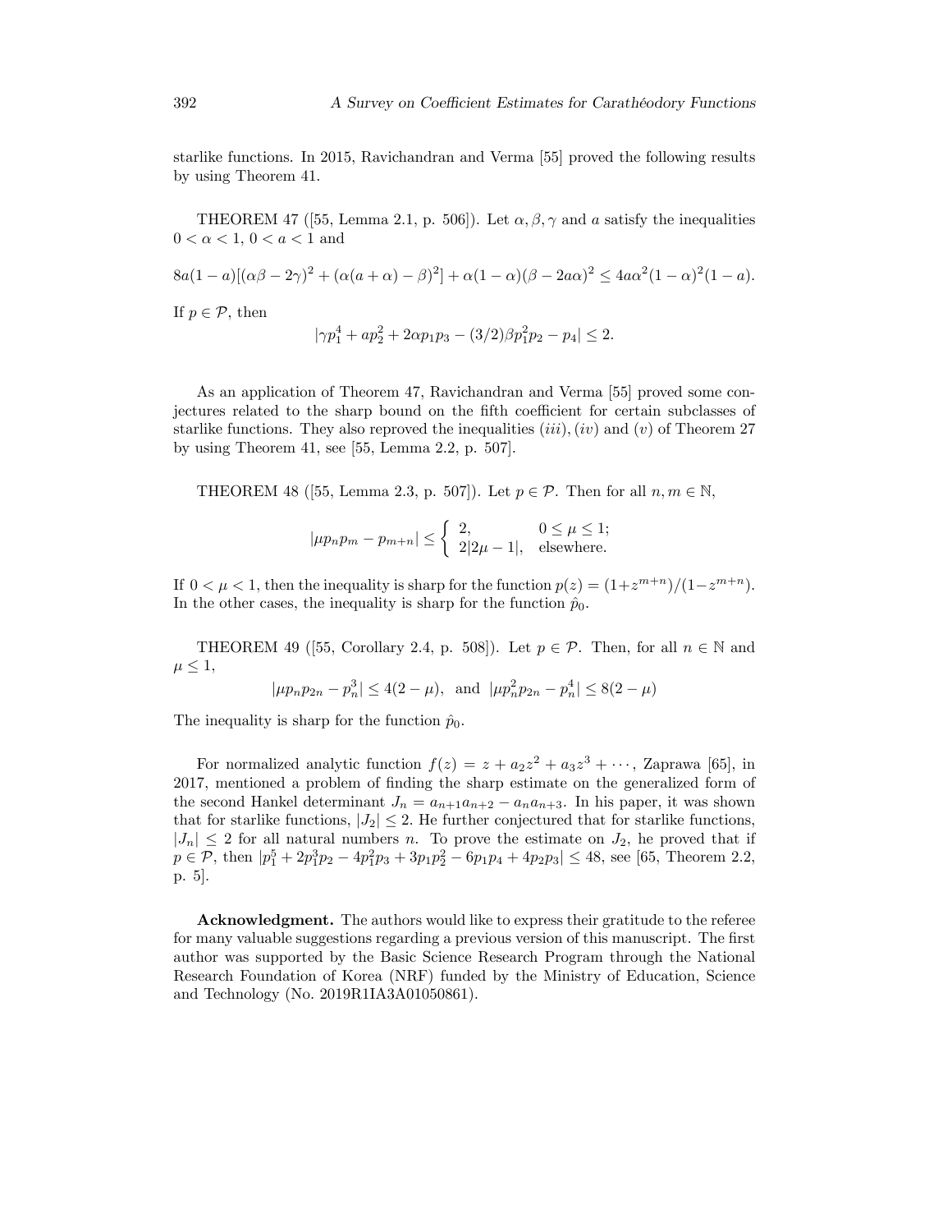starlike functions. In 2015, Ravichandran and Verma [55] proved the following results by using Theorem 41.

THEOREM 47 ([55, Lemma 2.1, p. 506]). Let $\alpha, \beta, \gamma$ and $a$ satisfy the inequalities $0 < \alpha < 1$, $0 < a < 1$ and

$$8a(1-a)[(\alpha\beta - 2\gamma)^2 + (\alpha(a+\alpha) - \beta)^2] + \alpha(1-\alpha)(\beta - 2a\alpha)^2 \leq 4a\alpha^2(1-\alpha)^2(1-a).$$

If $p \in \mathcal{P}$, then

$$|\gamma p_1^4 + ap_2^2 + 2\alpha p_1 p_3 - (3/2)\beta p_1^2 p_2 - p_4| \leq 2.$$

As an application of Theorem 47, Ravichandran and Verma [55] proved some conjectures related to the sharp bound on the fifth coefficient for certain subclasses of starlike functions. They also reproved the inequalities $(iii), (iv)$ and $(v)$ of Theorem 27 by using Theorem 41, see [55, Lemma 2.2, p. 507].

THEOREM 48 ([55, Lemma 2.3, p. 507]). Let $p \in \mathcal{P}$. Then for all $n, m \in \mathbb{N}$,

$$|\mu p_n p_m - p_{m+n}| \leq \begin{cases} 2, & 0 \leq \mu \leq 1; \\ 2|2\mu - 1|, & \text{elsewhere.} \end{cases}$$

If $0 < \mu < 1$, then the inequality is sharp for the function $p(z) = (1+z^{m+n})/(1-z^{m+n})$. In the other cases, the inequality is sharp for the function $\hat{p}_0$.

THEOREM 49 ([55, Corollary 2.4, p. 508]). Let $p \in \mathcal{P}$. Then, for all $n \in \mathbb{N}$ and $\mu \leq 1$,

$$|\mu p_n p_{2n} - p_n^3| \leq 4(2-\mu), \text{ and } |\mu p_n^2 p_{2n} - p_n^4| \leq 8(2-\mu)$$

The inequality is sharp for the function $\hat{p}_0$.

For normalized analytic function $f(z) = z + a_2 z^2 + a_3 z^3 + \cdots$, Zaprawa [65], in 2017, mentioned a problem of finding the sharp estimate on the generalized form of the second Hankel determinant $J_n = a_{n+1}a_{n+2} - a_n a_{n+3}$. In his paper, it was shown that for starlike functions, $|J_2| \leq 2$. He further conjectured that for starlike functions, $|J_n| \leq 2$ for all natural numbers $n$. To prove the estimate on $J_2$, he proved that if $p \in \mathcal{P}$, then $|p_1^5 + 2p_1^3 p_2 - 4p_1^2 p_3 + 3p_1 p_2^2 - 6p_1 p_4 + 4p_2 p_3| \leq 48$, see [65, Theorem 2.2, p. 5].

**Acknowledgment.** The authors would like to express their gratitude to the referee for many valuable suggestions regarding a previous version of this manuscript. The first author was supported by the Basic Science Research Program through the National Research Foundation of Korea (NRF) funded by the Ministry of Education, Science and Technology (No. 2019R1IA3A01050861).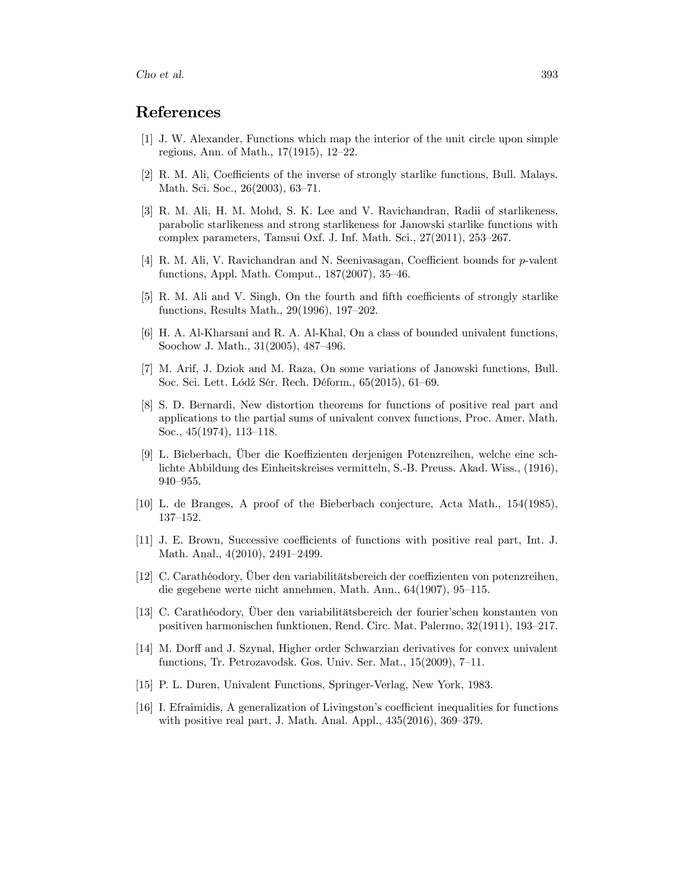## References

[1] J. W. Alexander, Functions which map the interior of the unit circle upon simple regions, Ann. of Math., 17(1915), 12–22.

[2] R. M. Ali, Coefficients of the inverse of strongly starlike functions, Bull. Malays. Math. Sci. Soc., 26(2003), 63–71.

[3] R. M. Ali, H. M. Mohd, S. K. Lee and V. Ravichandran, Radii of starlikeness, parabolic starlikeness and strong starlikeness for Janowski starlike functions with complex parameters, Tamsui Oxf. J. Inf. Math. Sci., 27(2011), 253–267.

[4] R. M. Ali, V. Ravichandran and N. Seenivasagan, Coefficient bounds for $p$-valent functions, Appl. Math. Comput., 187(2007), 35–46.

[5] R. M. Ali and V. Singh, On the fourth and fifth coefficients of strongly starlike functions, Results Math., 29(1996), 197–202.

[6] H. A. Al-Kharsani and R. A. Al-Khal, On a class of bounded univalent functions, Soochow J. Math., 31(2005), 487–496.

[7] M. Arif, J. Dziok and M. Raza, On some variations of Janowski functions, Bull. Soc. Sci. Lett. Łódź Sér. Rech. Déform., 65(2015), 61–69.

[8] S. D. Bernardi, New distortion theorems for functions of positive real part and applications to the partial sums of univalent convex functions, Proc. Amer. Math. Soc., 45(1974), 113–118.

[9] L. Bieberbach, Über die Koeffizienten derjenigen Potenzreihen, welche eine schlichte Abbildung des Einheitskreises vermitteln, S.-B. Preuss. Akad. Wiss., (1916), 940–955.

[10] L. de Branges, A proof of the Bieberbach conjecture, Acta Math., 154(1985), 137–152.

[11] J. E. Brown, Successive coefficients of functions with positive real part, Int. J. Math. Anal., 4(2010), 2491–2499.

[12] C. Carathéodory, Über den variabilitätsbereich der coeffizienten von potenzreihen, die gegebene werte nicht annehmen, Math. Ann., 64(1907), 95–115.

[13] C. Carathéodory, Über den variabilitätsbereich der fourier'schen konstanten von positiven harmonischen funktionen, Rend. Circ. Mat. Palermo, 32(1911), 193–217.

[14] M. Dorff and J. Szynal, Higher order Schwarzian derivatives for convex univalent functions, Tr. Petrozavodsk. Gos. Univ. Ser. Mat., 15(2009), 7–11.

[15] P. L. Duren, Univalent Functions, Springer-Verlag, New York, 1983.

[16] I. Efraimidis, A generalization of Livingston's coefficient inequalities for functions with positive real part, J. Math. Anal. Appl., 435(2016), 369–379.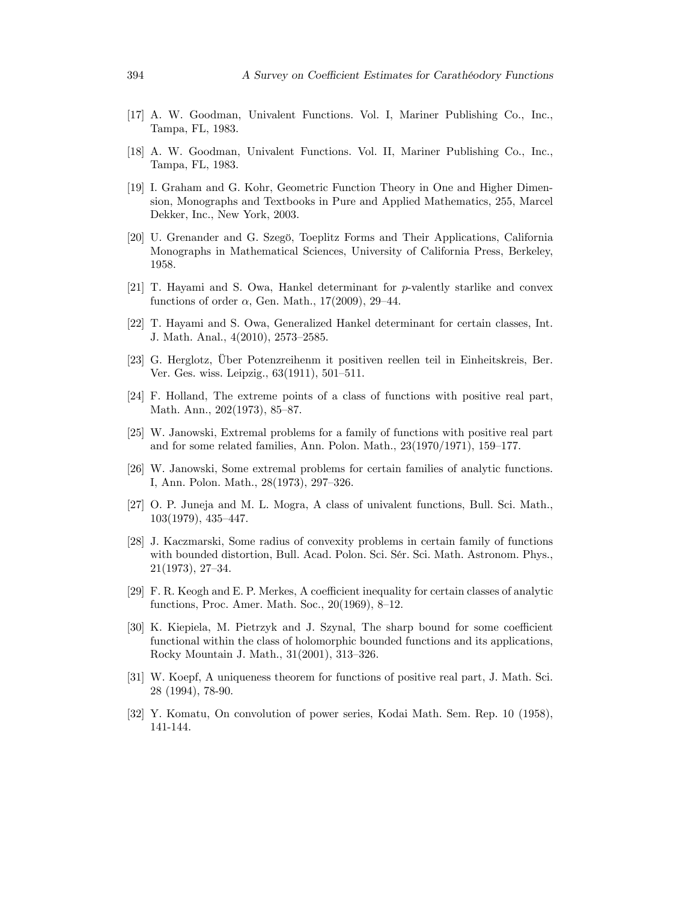[17] A. W. Goodman, Univalent Functions. Vol. I, Mariner Publishing Co., Inc., Tampa, FL, 1983.

[18] A. W. Goodman, Univalent Functions. Vol. II, Mariner Publishing Co., Inc., Tampa, FL, 1983.

[19] I. Graham and G. Kohr, Geometric Function Theory in One and Higher Dimension, Monographs and Textbooks in Pure and Applied Mathematics, 255, Marcel Dekker, Inc., New York, 2003.

[20] U. Grenander and G. Szegö, Toeplitz Forms and Their Applications, California Monographs in Mathematical Sciences, University of California Press, Berkeley, 1958.

[21] T. Hayami and S. Owa, Hankel determinant for $p$-valently starlike and convex functions of order $\alpha$, Gen. Math., 17(2009), 29–44.

[22] T. Hayami and S. Owa, Generalized Hankel determinant for certain classes, Int. J. Math. Anal., 4(2010), 2573–2585.

[23] G. Herglotz, Über Potenzreihenm it positiven reellen teil in Einheitskreis, Ber. Ver. Ges. wiss. Leipzig., 63(1911), 501–511.

[24] F. Holland, The extreme points of a class of functions with positive real part, Math. Ann., 202(1973), 85–87.

[25] W. Janowski, Extremal problems for a family of functions with positive real part and for some related families, Ann. Polon. Math., 23(1970/1971), 159–177.

[26] W. Janowski, Some extremal problems for certain families of analytic functions. I, Ann. Polon. Math., 28(1973), 297–326.

[27] O. P. Juneja and M. L. Mogra, A class of univalent functions, Bull. Sci. Math., 103(1979), 435–447.

[28] J. Kaczmarski, Some radius of convexity problems in certain family of functions with bounded distortion, Bull. Acad. Polon. Sci. Sér. Sci. Math. Astronom. Phys., 21(1973), 27–34.

[29] F. R. Keogh and E. P. Merkes, A coefficient inequality for certain classes of analytic functions, Proc. Amer. Math. Soc., 20(1969), 8–12.

[30] K. Kiepiela, M. Pietrzyk and J. Szynal, The sharp bound for some coefficient functional within the class of holomorphic bounded functions and its applications, Rocky Mountain J. Math., 31(2001), 313–326.

[31] W. Koepf, A uniqueness theorem for functions of positive real part, J. Math. Sci. 28 (1994), 78-90.

[32] Y. Komatu, On convolution of power series, Kodai Math. Sem. Rep. 10 (1958), 141-144.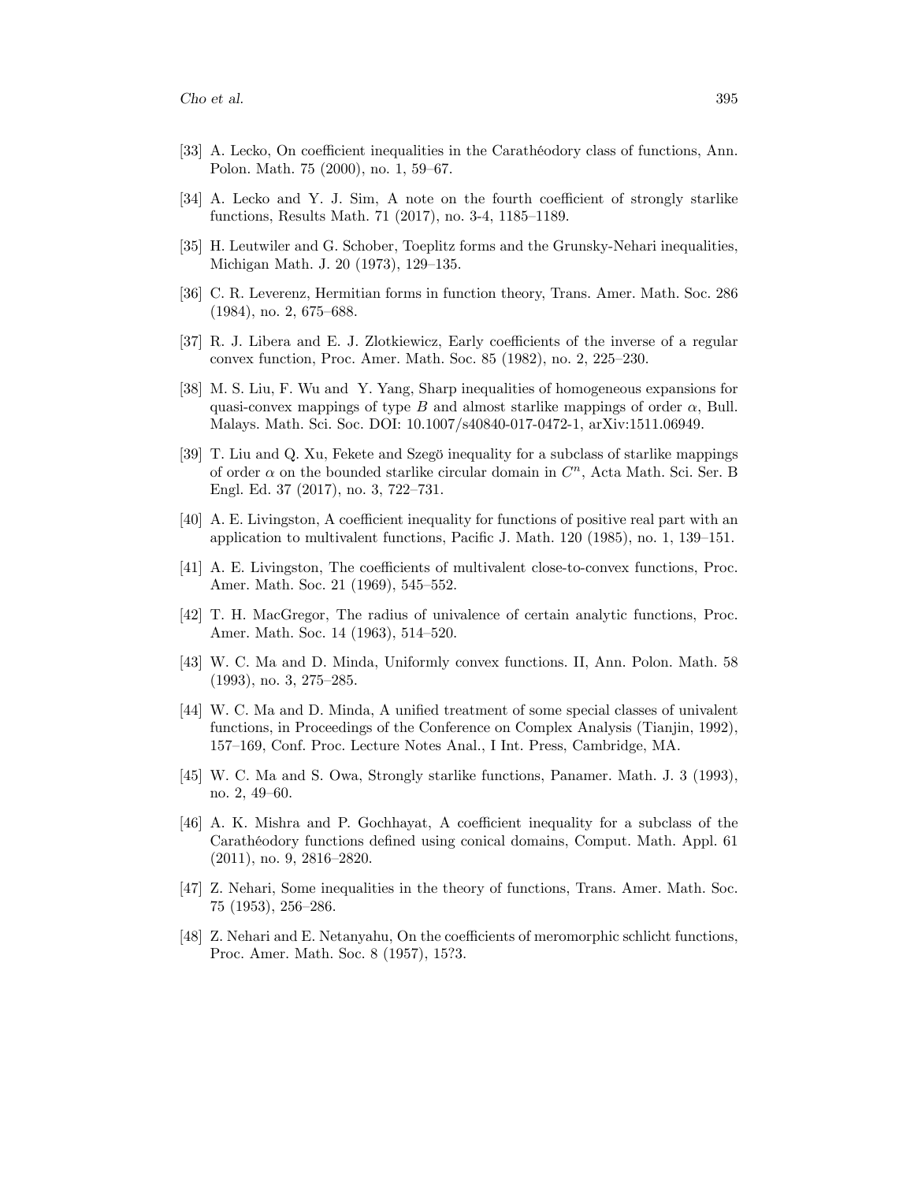[33] A. Lecko, On coefficient inequalities in the Carathéodory class of functions, Ann. Polon. Math. 75 (2000), no. 1, 59–67.

[34] A. Lecko and Y. J. Sim, A note on the fourth coefficient of strongly starlike functions, Results Math. 71 (2017), no. 3-4, 1185–1189.

[35] H. Leutwiler and G. Schober, Toeplitz forms and the Grunsky-Nehari inequalities, Michigan Math. J. 20 (1973), 129–135.

[36] C. R. Leverenz, Hermitian forms in function theory, Trans. Amer. Math. Soc. 286 (1984), no. 2, 675–688.

[37] R. J. Libera and E. J. Zlotkiewicz, Early coefficients of the inverse of a regular convex function, Proc. Amer. Math. Soc. 85 (1982), no. 2, 225–230.

[38] M. S. Liu, F. Wu and Y. Yang, Sharp inequalities of homogeneous expansions for quasi-convex mappings of type $B$ and almost starlike mappings of order $\alpha$, Bull. Malays. Math. Sci. Soc. DOI: 10.1007/s40840-017-0472-1, arXiv:1511.06949.

[39] T. Liu and Q. Xu, Fekete and Szegö inequality for a subclass of starlike mappings of order $\alpha$ on the bounded starlike circular domain in $C^n$, Acta Math. Sci. Ser. B Engl. Ed. 37 (2017), no. 3, 722–731.

[40] A. E. Livingston, A coefficient inequality for functions of positive real part with an application to multivalent functions, Pacific J. Math. 120 (1985), no. 1, 139–151.

[41] A. E. Livingston, The coefficients of multivalent close-to-convex functions, Proc. Amer. Math. Soc. 21 (1969), 545–552.

[42] T. H. MacGregor, The radius of univalence of certain analytic functions, Proc. Amer. Math. Soc. 14 (1963), 514–520.

[43] W. C. Ma and D. Minda, Uniformly convex functions. II, Ann. Polon. Math. 58 (1993), no. 3, 275–285.

[44] W. C. Ma and D. Minda, A unified treatment of some special classes of univalent functions, in Proceedings of the Conference on Complex Analysis (Tianjin, 1992), 157–169, Conf. Proc. Lecture Notes Anal., I Int. Press, Cambridge, MA.

[45] W. C. Ma and S. Owa, Strongly starlike functions, Panamer. Math. J. 3 (1993), no. 2, 49–60.

[46] A. K. Mishra and P. Gochhayat, A coefficient inequality for a subclass of the Carathéodory functions defined using conical domains, Comput. Math. Appl. 61 (2011), no. 9, 2816–2820.

[47] Z. Nehari, Some inequalities in the theory of functions, Trans. Amer. Math. Soc. 75 (1953), 256–286.

[48] Z. Nehari and E. Netanyahu, On the coefficients of meromorphic schlicht functions, Proc. Amer. Math. Soc. 8 (1957), 15?3.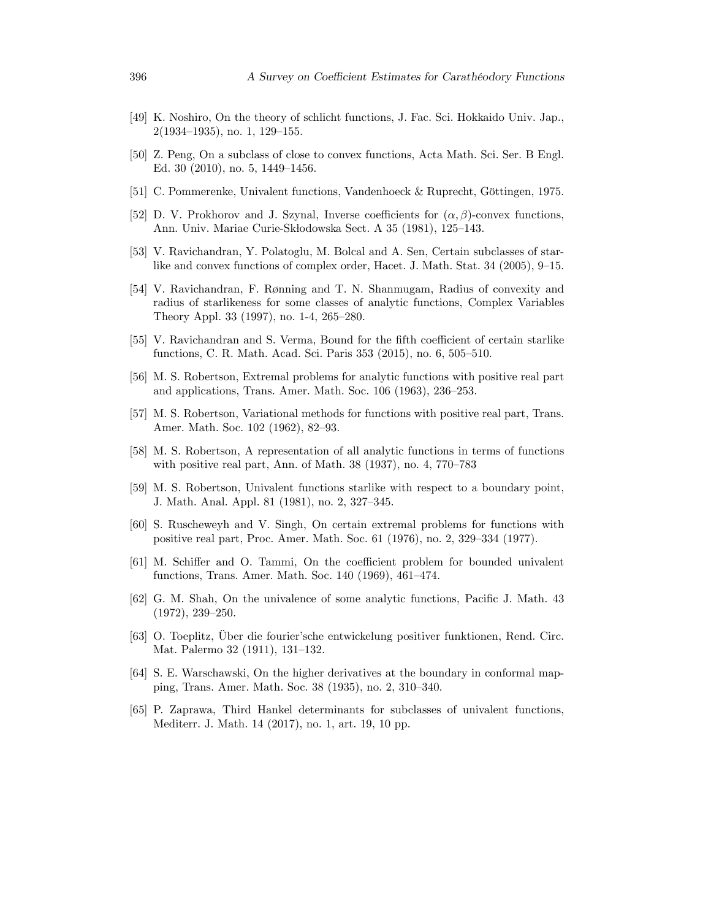[49] K. Noshiro, On the theory of schlicht functions, J. Fac. Sci. Hokkaido Univ. Jap., 2(1934–1935), no. 1, 129–155.

[50] Z. Peng, On a subclass of close to convex functions, Acta Math. Sci. Ser. B Engl. Ed. 30 (2010), no. 5, 1449–1456.

[51] C. Pommerenke, Univalent functions, Vandenhoeck & Ruprecht, Göttingen, 1975.

[52] D. V. Prokhorov and J. Szynal, Inverse coefficients for $(\alpha, \beta)$-convex functions, Ann. Univ. Mariae Curie-Skłodowska Sect. A 35 (1981), 125–143.

[53] V. Ravichandran, Y. Polatoglu, M. Bolcal and A. Sen, Certain subclasses of starlike and convex functions of complex order, Hacet. J. Math. Stat. 34 (2005), 9–15.

[54] V. Ravichandran, F. Rønning and T. N. Shanmugam, Radius of convexity and radius of starlikeness for some classes of analytic functions, Complex Variables Theory Appl. 33 (1997), no. 1-4, 265–280.

[55] V. Ravichandran and S. Verma, Bound for the fifth coefficient of certain starlike functions, C. R. Math. Acad. Sci. Paris 353 (2015), no. 6, 505–510.

[56] M. S. Robertson, Extremal problems for analytic functions with positive real part and applications, Trans. Amer. Math. Soc. 106 (1963), 236–253.

[57] M. S. Robertson, Variational methods for functions with positive real part, Trans. Amer. Math. Soc. 102 (1962), 82–93.

[58] M. S. Robertson, A representation of all analytic functions in terms of functions with positive real part, Ann. of Math. 38 (1937), no. 4, 770–783

[59] M. S. Robertson, Univalent functions starlike with respect to a boundary point, J. Math. Anal. Appl. 81 (1981), no. 2, 327–345.

[60] S. Ruscheweyh and V. Singh, On certain extremal problems for functions with positive real part, Proc. Amer. Math. Soc. 61 (1976), no. 2, 329–334 (1977).

[61] M. Schiffer and O. Tammi, On the coefficient problem for bounded univalent functions, Trans. Amer. Math. Soc. 140 (1969), 461–474.

[62] G. M. Shah, On the univalence of some analytic functions, Pacific J. Math. 43 (1972), 239–250.

[63] O. Toeplitz, Über die fourier'sche entwickelung positiver funktionen, Rend. Circ. Mat. Palermo 32 (1911), 131–132.

[64] S. E. Warschawski, On the higher derivatives at the boundary in conformal mapping, Trans. Amer. Math. Soc. 38 (1935), no. 2, 310–340.

[65] P. Zaprawa, Third Hankel determinants for subclasses of univalent functions, Mediterr. J. Math. 14 (2017), no. 1, art. 19, 10 pp.